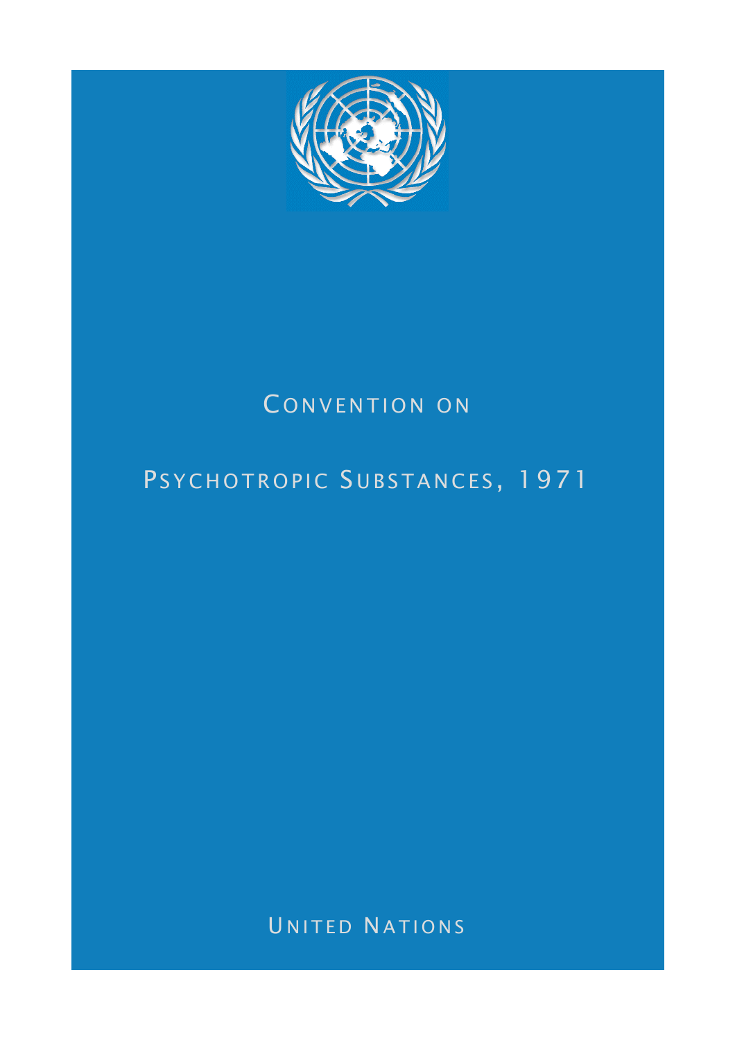# CONVENTION ON PSYCHOTROPIC SUBSTANCES, 1971

UNITED NATIONS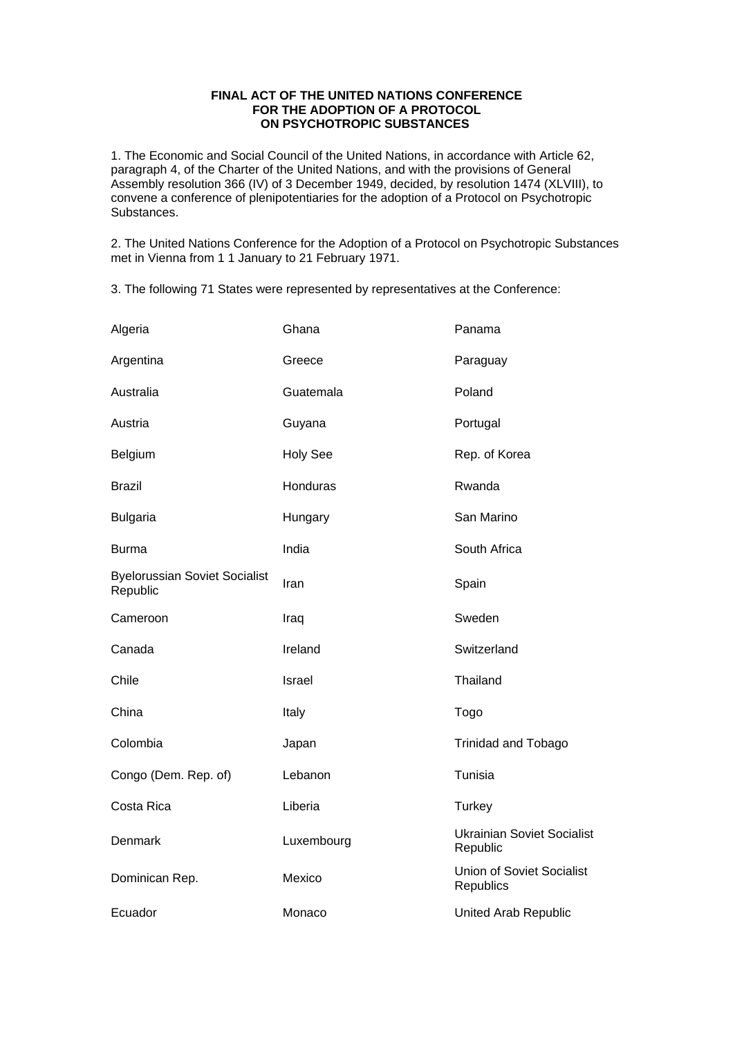**FINAL ACT OF THE UNITED NATIONS CONFERENCE FOR THE ADOPTION OF A PROTOCOL ON PSYCHOTROPIC SUBSTANCES**

1. The Economic and Social Council of the United Nations, in accordance with Article 62, paragraph 4, of the Charter of the United Nations, and with the provisions of General Assembly resolution 366 (IV) of 3 December 1949, decided, by resolution 1474 (XLVIII), to convene a conference of plenipotentiaries for the adoption of a Protocol on Psychotropic Substances.

2. The United Nations Conference for the Adoption of a Protocol on Psychotropic Substances met in Vienna from 1 1 January to 21 February 1971.

3. The following 71 States were represented by representatives at the Conference:

| | | |
|---|---|---|
| Algeria | Ghana | Panama |
| Argentina | Greece | Paraguay |
| Australia | Guatemala | Poland |
| Austria | Guyana | Portugal |
| Belgium | Holy See | Rep. of Korea |
| Brazil | Honduras | Rwanda |
| Bulgaria | Hungary | San Marino |
| Burma | India | South Africa |
| Byelorussian Soviet Socialist Republic | Iran | Spain |
| Cameroon | Iraq | Sweden |
| Canada | Ireland | Switzerland |
| Chile | Israel | Thailand |
| China | Italy | Togo |
| Colombia | Japan | Trinidad and Tobago |
| Congo (Dem. Rep. of) | Lebanon | Tunisia |
| Costa Rica | Liberia | Turkey |
| Denmark | Luxembourg | Ukrainian Soviet Socialist Republic |
| Dominican Rep. | Mexico | Union of Soviet Socialist Republics |
| Ecuador | Monaco | United Arab Republic |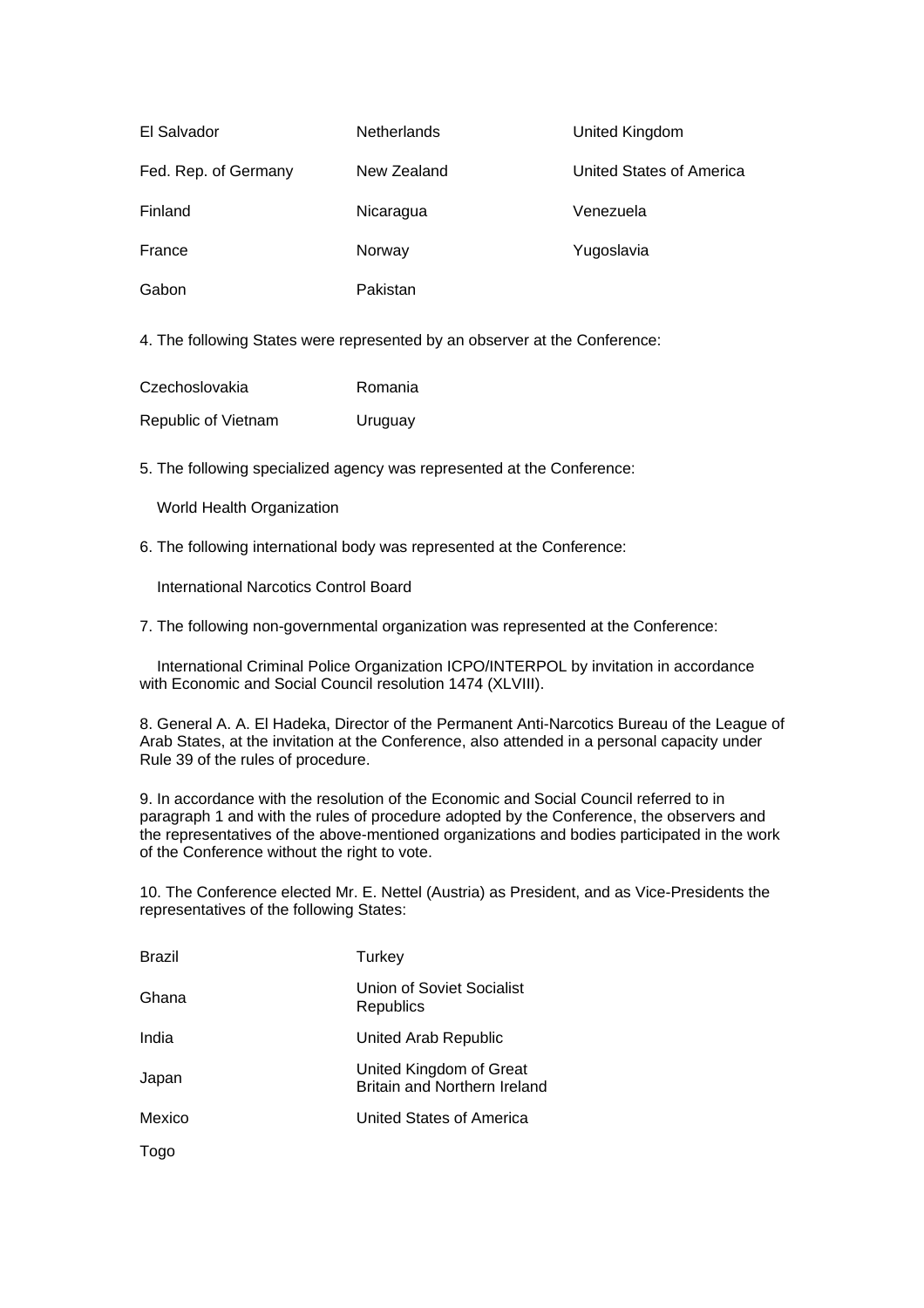| | | |
|---|---|---|
| El Salvador | Netherlands | United Kingdom |
| Fed. Rep. of Germany | New Zealand | United States of America |
| Finland | Nicaragua | Venezuela |
| France | Norway | Yugoslavia |
| Gabon | Pakistan | |

4. The following States were represented by an observer at the Conference:

| | |
|---|---|
| Czechoslovakia | Romania |
| Republic of Vietnam | Uruguay |

5. The following specialized agency was represented at the Conference:

World Health Organization

6. The following international body was represented at the Conference:

International Narcotics Control Board

7. The following non-governmental organization was represented at the Conference:

International Criminal Police Organization ICPO/INTERPOL by invitation in accordance with Economic and Social Council resolution 1474 (XLVIII).

8. General A. A. El Hadeka, Director of the Permanent Anti-Narcotics Bureau of the League of Arab States, at the invitation at the Conference, also attended in a personal capacity under Rule 39 of the rules of procedure.

9. In accordance with the resolution of the Economic and Social Council referred to in paragraph 1 and with the rules of procedure adopted by the Conference, the observers and the representatives of the above-mentioned organizations and bodies participated in the work of the Conference without the right to vote.

10. The Conference elected Mr. E. Nettel (Austria) as President, and as Vice-Presidents the representatives of the following States:

| | |
|---|---|
| Brazil | Turkey |
| Ghana | Union of Soviet Socialist Republics |
| India | United Arab Republic |
| Japan | United Kingdom of Great Britain and Northern Ireland |
| Mexico | United States of America |
| Togo | |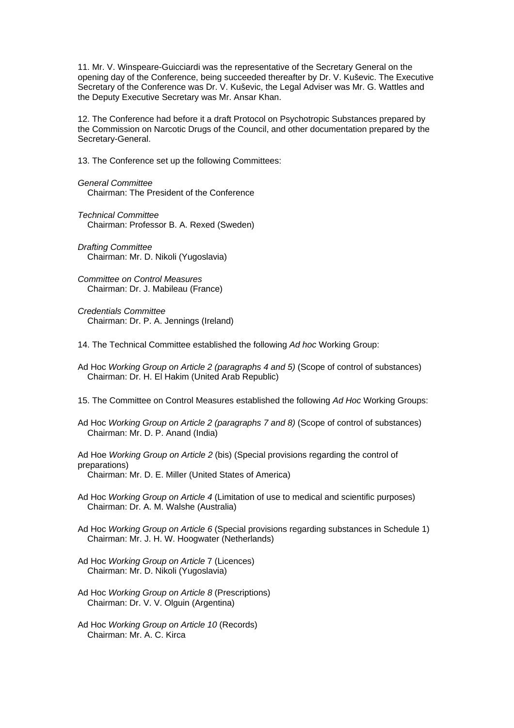11. Mr. V. Winspeare-Guicciardi was the representative of the Secretary General on the opening day of the Conference, being succeeded thereafter by Dr. V. Kuševic. The Executive Secretary of the Conference was Dr. V. Kuševic, the Legal Adviser was Mr. G. Wattles and the Deputy Executive Secretary was Mr. Ansar Khan.

12. The Conference had before it a draft Protocol on Psychotropic Substances prepared by the Commission on Narcotic Drugs of the Council, and other documentation prepared by the Secretary-General.

13. The Conference set up the following Committees:

*General Committee*
Chairman: The President of the Conference

*Technical Committee*
Chairman: Professor B. A. Rexed (Sweden)

*Drafting Committee*
Chairman: Mr. D. Nikoli (Yugoslavia)

*Committee on Control Measures*
Chairman: Dr. J. Mabileau (France)

*Credentials Committee*
Chairman: Dr. P. A. Jennings (Ireland)

14. The Technical Committee established the following *Ad hoc* Working Group:

Ad Hoc *Working Group on Article 2 (paragraphs 4 and 5)* (Scope of control of substances)
Chairman: Dr. H. El Hakim (United Arab Republic)

15. The Committee on Control Measures established the following *Ad Hoc* Working Groups:

Ad Hoc *Working Group on Article 2 (paragraphs 7 and 8)* (Scope of control of substances)
Chairman: Mr. D. P. Anand (India)

Ad Hoe *Working Group on Article 2* (bis) (Special provisions regarding the control of preparations)
Chairman: Mr. D. E. Miller (United States of America)

Ad Hoc *Working Group on Article 4* (Limitation of use to medical and scientific purposes)
Chairman: Dr. A. M. Walshe (Australia)

Ad Hoc *Working Group on Article 6* (Special provisions regarding substances in Schedule 1)
Chairman: Mr. J. H. W. Hoogwater (Netherlands)

Ad Hoc *Working Group on Article* 7 (Licences)
Chairman: Mr. D. Nikoli (Yugoslavia)

Ad Hoc *Working Group on Article 8* (Prescriptions)
Chairman: Dr. V. V. Olguin (Argentina)

Ad Hoc *Working Group on Article 10* (Records)
Chairman: Mr. A. C. Kirca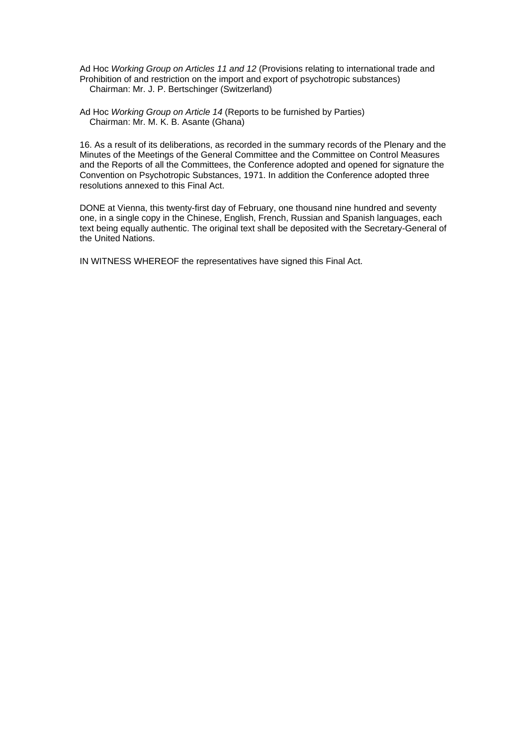Ad Hoc *Working Group on Articles 11 and 12* (Provisions relating to international trade and Prohibition of and restriction on the import and export of psychotropic substances)
Chairman: Mr. J. P. Bertschinger (Switzerland)

Ad Hoc *Working Group on Article 14* (Reports to be furnished by Parties)
Chairman: Mr. M. K. B. Asante (Ghana)

16. As a result of its deliberations, as recorded in the summary records of the Plenary and the Minutes of the Meetings of the General Committee and the Committee on Control Measures and the Reports of all the Committees, the Conference adopted and opened for signature the Convention on Psychotropic Substances, 1971. In addition the Conference adopted three resolutions annexed to this Final Act.

DONE at Vienna, this twenty-first day of February, one thousand nine hundred and seventy one, in a single copy in the Chinese, English, French, Russian and Spanish languages, each text being equally authentic. The original text shall be deposited with the Secretary-General of the United Nations.

IN WITNESS WHEREOF the representatives have signed this Final Act.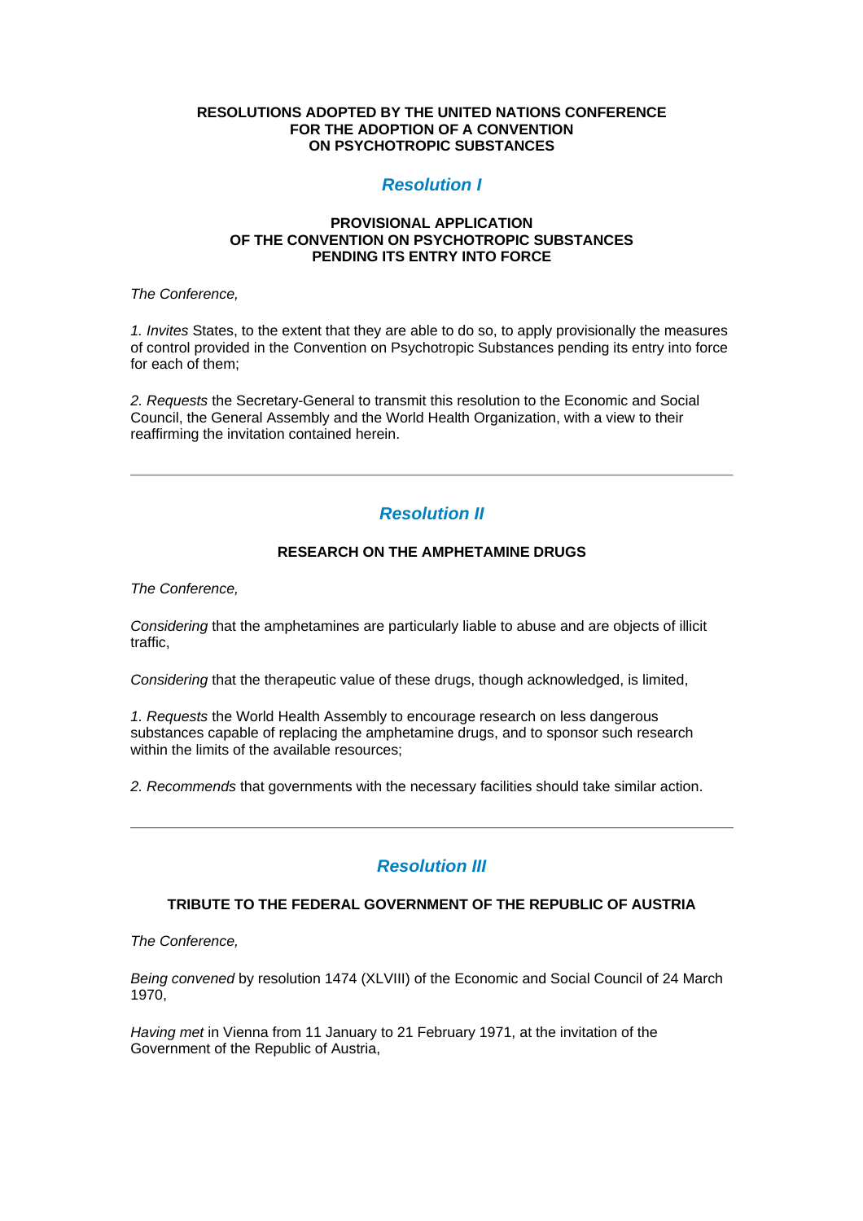**RESOLUTIONS ADOPTED BY THE UNITED NATIONS CONFERENCE FOR THE ADOPTION OF A CONVENTION ON PSYCHOTROPIC SUBSTANCES**

## *Resolution I*

### PROVISIONAL APPLICATION OF THE CONVENTION ON PSYCHOTROPIC SUBSTANCES PENDING ITS ENTRY INTO FORCE

*The Conference,*

*1. Invites* States, to the extent that they are able to do so, to apply provisionally the measures of control provided in the Convention on Psychotropic Substances pending its entry into force for each of them;

*2. Requests* the Secretary-General to transmit this resolution to the Economic and Social Council, the General Assembly and the World Health Organization, with a view to their reaffirming the invitation contained herein.

---

## *Resolution II*

### RESEARCH ON THE AMPHETAMINE DRUGS

*The Conference,*

*Considering* that the amphetamines are particularly liable to abuse and are objects of illicit traffic,

*Considering* that the therapeutic value of these drugs, though acknowledged, is limited,

*1. Requests* the World Health Assembly to encourage research on less dangerous substances capable of replacing the amphetamine drugs, and to sponsor such research within the limits of the available resources;

*2. Recommends* that governments with the necessary facilities should take similar action.

---

## *Resolution III*

### TRIBUTE TO THE FEDERAL GOVERNMENT OF THE REPUBLIC OF AUSTRIA

*The Conference,*

*Being convened* by resolution 1474 (XLVIII) of the Economic and Social Council of 24 March 1970,

*Having met* in Vienna from 11 January to 21 February 1971, at the invitation of the Government of the Republic of Austria,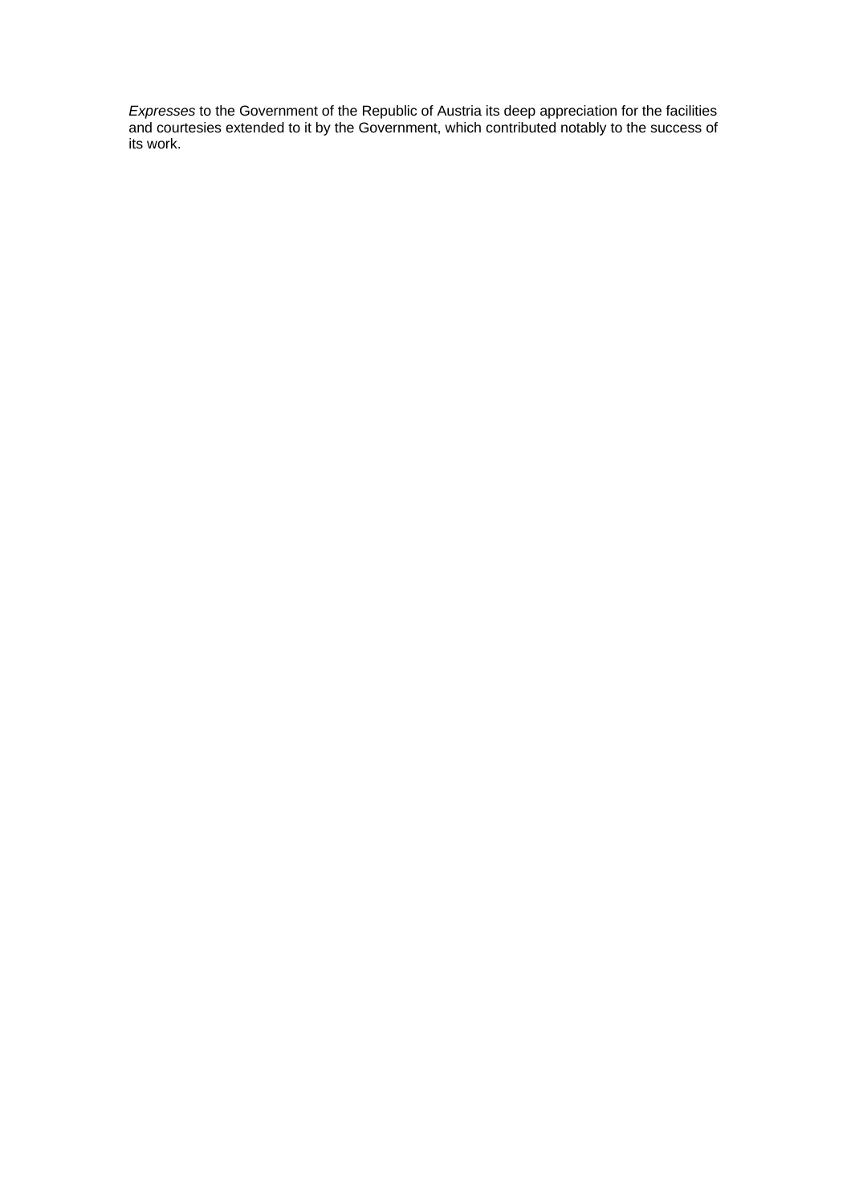*Expresses* to the Government of the Republic of Austria its deep appreciation for the facilities and courtesies extended to it by the Government, which contributed notably to the success of its work.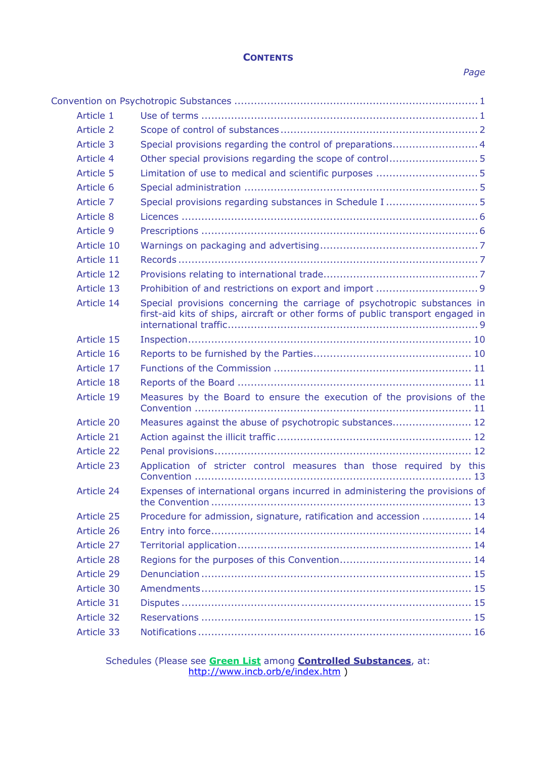# CONTENTS

| | | *Page* |
|---|---|---|
| Convention on Psychotropic Substances | | 1 |
| Article 1 | Use of terms | 1 |
| Article 2 | Scope of control of substances | 2 |
| Article 3 | Special provisions regarding the control of preparations | 4 |
| Article 4 | Other special provisions regarding the scope of control | 5 |
| Article 5 | Limitation of use to medical and scientific purposes | 5 |
| Article 6 | Special administration | 5 |
| Article 7 | Special provisions regarding substances in Schedule I | 5 |
| Article 8 | Licences | 6 |
| Article 9 | Prescriptions | 6 |
| Article 10 | Warnings on packaging and advertising | 7 |
| Article 11 | Records | 7 |
| Article 12 | Provisions relating to international trade | 7 |
| Article 13 | Prohibition of and restrictions on export and import | 9 |
| Article 14 | Special provisions concerning the carriage of psychotropic substances in first-aid kits of ships, aircraft or other forms of public transport engaged in international traffic | 9 |
| Article 15 | Inspection | 10 |
| Article 16 | Reports to be furnished by the Parties | 10 |
| Article 17 | Functions of the Commission | 11 |
| Article 18 | Reports of the Board | 11 |
| Article 19 | Measures by the Board to ensure the execution of the provisions of the Convention | 11 |
| Article 20 | Measures against the abuse of psychotropic substances | 12 |
| Article 21 | Action against the illicit traffic | 12 |
| Article 22 | Penal provisions | 12 |
| Article 23 | Application of stricter control measures than those required by this Convention | 13 |
| Article 24 | Expenses of international organs incurred in administering the provisions of the Convention | 13 |
| Article 25 | Procedure for admission, signature, ratification and accession | 14 |
| Article 26 | Entry into force | 14 |
| Article 27 | Territorial application | 14 |
| Article 28 | Regions for the purposes of this Convention | 14 |
| Article 29 | Denunciation | 15 |
| Article 30 | Amendments | 15 |
| Article 31 | Disputes | 15 |
| Article 32 | Reservations | 15 |
| Article 33 | Notifications | 16 |

Schedules (Please see **Green List** among **Controlled Substances**, at: http://www.incb.org/e/index.htm )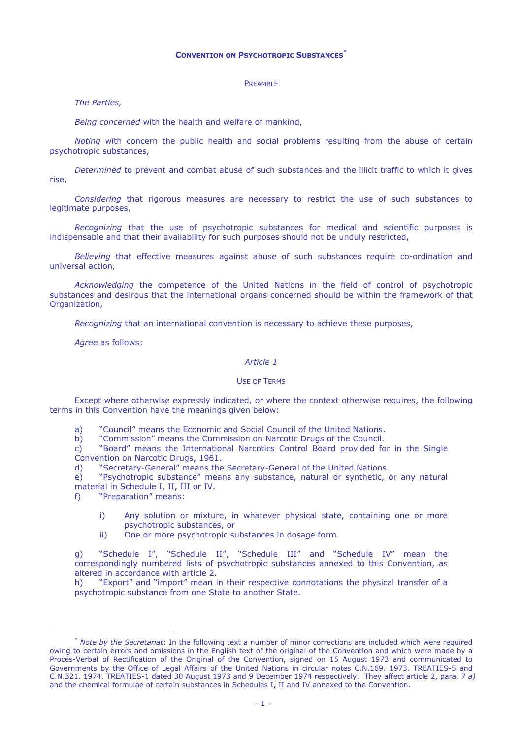# Convention on Psychotropic Substances[*]

## Preamble

*The Parties,*

*Being concerned* with the health and welfare of mankind,

*Noting* with concern the public health and social problems resulting from the abuse of certain psychotropic substances,

*Determined* to prevent and combat abuse of such substances and the illicit traffic to which it gives rise,

*Considering* that rigorous measures are necessary to restrict the use of such substances to legitimate purposes,

*Recognizing* that the use of psychotropic substances for medical and scientific purposes is indispensable and that their availability for such purposes should not be unduly restricted,

*Believing* that effective measures against abuse of such substances require co-ordination and universal action,

*Acknowledging* the competence of the United Nations in the field of control of psychotropic substances and desirous that the international organs concerned should be within the framework of that Organization,

*Recognizing* that an international convention is necessary to achieve these purposes,

*Agree* as follows:

### *Article 1*

### Use of Terms

Except where otherwise expressly indicated, or where the context otherwise requires, the following terms in this Convention have the meanings given below:

a) "Council" means the Economic and Social Council of the United Nations.
b) "Commission" means the Commission on Narcotic Drugs of the Council.
c) "Board" means the International Narcotics Control Board provided for in the Single Convention on Narcotic Drugs, 1961.
d) "Secretary-General" means the Secretary-General of the United Nations.
e) "Psychotropic substance" means any substance, natural or synthetic, or any natural material in Schedule I, II, III or IV.
f) "Preparation" means:

   i) Any solution or mixture, in whatever physical state, containing one or more psychotropic substances, or
   ii) One or more psychotropic substances in dosage form.

g) "Schedule I", "Schedule II", "Schedule III" and "Schedule IV" mean the correspondingly numbered lists of psychotropic substances annexed to this Convention, as altered in accordance with article 2.
h) "Export" and "import" mean in their respective connotations the physical transfer of a psychotropic substance from one State to another State.

---

[*] *Note by the Secretariat*: In the following text a number of minor corrections are included which were required owing to certain errors and omissions in the English text of the original of the Convention and which were made by a Procés-Verbal of Rectification of the Original of the Convention, signed on 15 August 1973 and communicated to Governments by the Office of Legal Affairs of the United Nations in circular notes C.N.169. 1973. TREATIES-5 and C.N.321. 1974. TREATIES-1 dated 30 August 1973 and 9 December 1974 respectively. They affect article 2, para. 7 *a)* and the chemical formulae of certain substances in Schedules I, II and IV annexed to the Convention.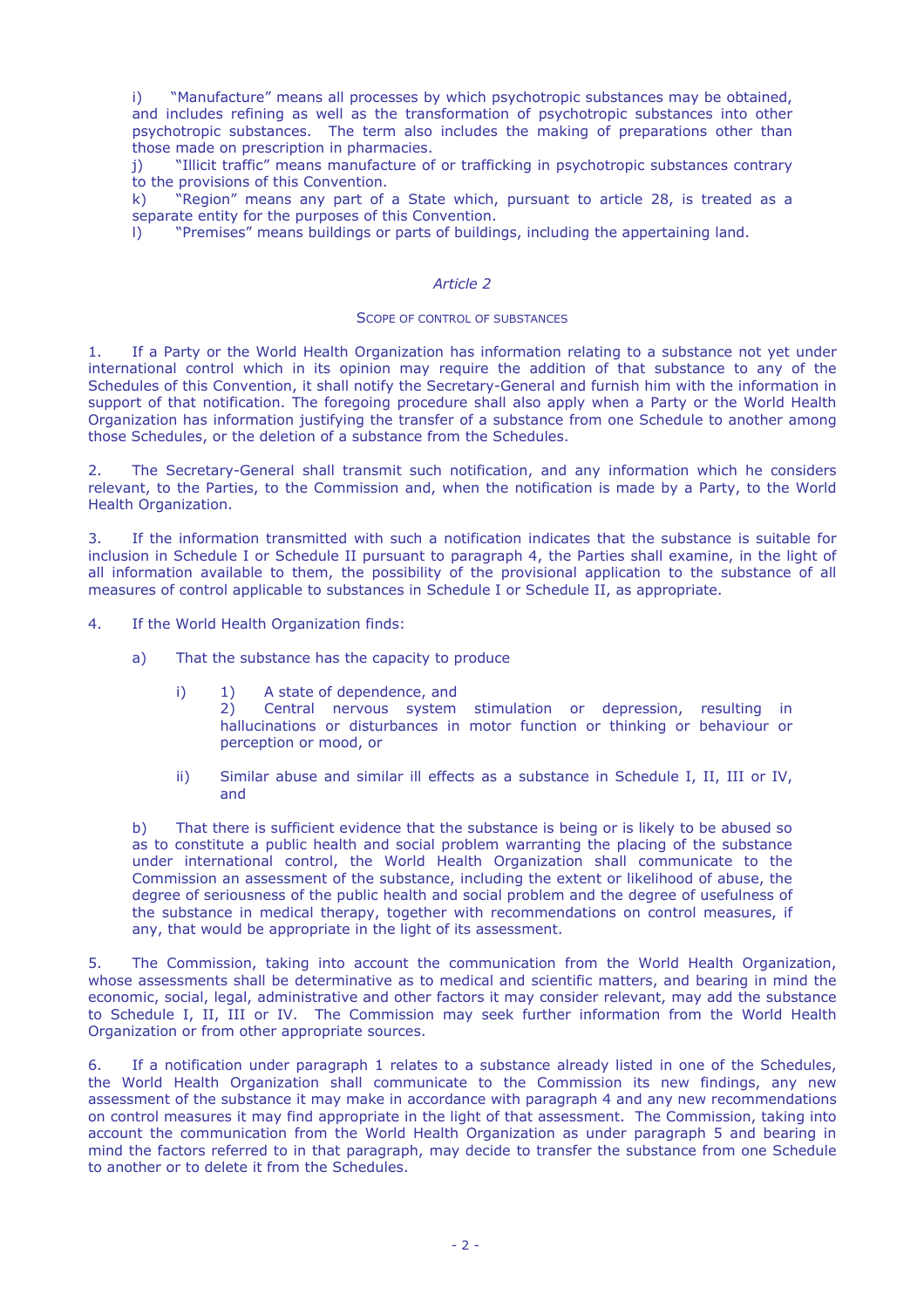i) "Manufacture" means all processes by which psychotropic substances may be obtained, and includes refining as well as the transformation of psychotropic substances into other psychotropic substances. The term also includes the making of preparations other than those made on prescription in pharmacies.

j) "Illicit traffic" means manufacture of or trafficking in psychotropic substances contrary to the provisions of this Convention.

k) "Region" means any part of a State which, pursuant to article 28, is treated as a separate entity for the purposes of this Convention.

l) "Premises" means buildings or parts of buildings, including the appertaining land.

## *Article 2*

### SCOPE OF CONTROL OF SUBSTANCES

1. If a Party or the World Health Organization has information relating to a substance not yet under international control which in its opinion may require the addition of that substance to any of the Schedules of this Convention, it shall notify the Secretary-General and furnish him with the information in support of that notification. The foregoing procedure shall also apply when a Party or the World Health Organization has information justifying the transfer of a substance from one Schedule to another among those Schedules, or the deletion of a substance from the Schedules.

2. The Secretary-General shall transmit such notification, and any information which he considers relevant, to the Parties, to the Commission and, when the notification is made by a Party, to the World Health Organization.

3. If the information transmitted with such a notification indicates that the substance is suitable for inclusion in Schedule I or Schedule II pursuant to paragraph 4, the Parties shall examine, in the light of all information available to them, the possibility of the provisional application to the substance of all measures of control applicable to substances in Schedule I or Schedule II, as appropriate.

4. If the World Health Organization finds:

   a) That the substance has the capacity to produce

      i) 1) A state of dependence, and
         2) Central nervous system stimulation or depression, resulting in hallucinations or disturbances in motor function or thinking or behaviour or perception or mood, or

      ii) Similar abuse and similar ill effects as a substance in Schedule I, II, III or IV, and

   b) That there is sufficient evidence that the substance is being or is likely to be abused so as to constitute a public health and social problem warranting the placing of the substance under international control, the World Health Organization shall communicate to the Commission an assessment of the substance, including the extent or likelihood of abuse, the degree of seriousness of the public health and social problem and the degree of usefulness of the substance in medical therapy, together with recommendations on control measures, if any, that would be appropriate in the light of its assessment.

5. The Commission, taking into account the communication from the World Health Organization, whose assessments shall be determinative as to medical and scientific matters, and bearing in mind the economic, social, legal, administrative and other factors it may consider relevant, may add the substance to Schedule I, II, III or IV. The Commission may seek further information from the World Health Organization or from other appropriate sources.

6. If a notification under paragraph 1 relates to a substance already listed in one of the Schedules, the World Health Organization shall communicate to the Commission its new findings, any new assessment of the substance it may make in accordance with paragraph 4 and any new recommendations on control measures it may find appropriate in the light of that assessment. The Commission, taking into account the communication from the World Health Organization as under paragraph 5 and bearing in mind the factors referred to in that paragraph, may decide to transfer the substance from one Schedule to another or to delete it from the Schedules.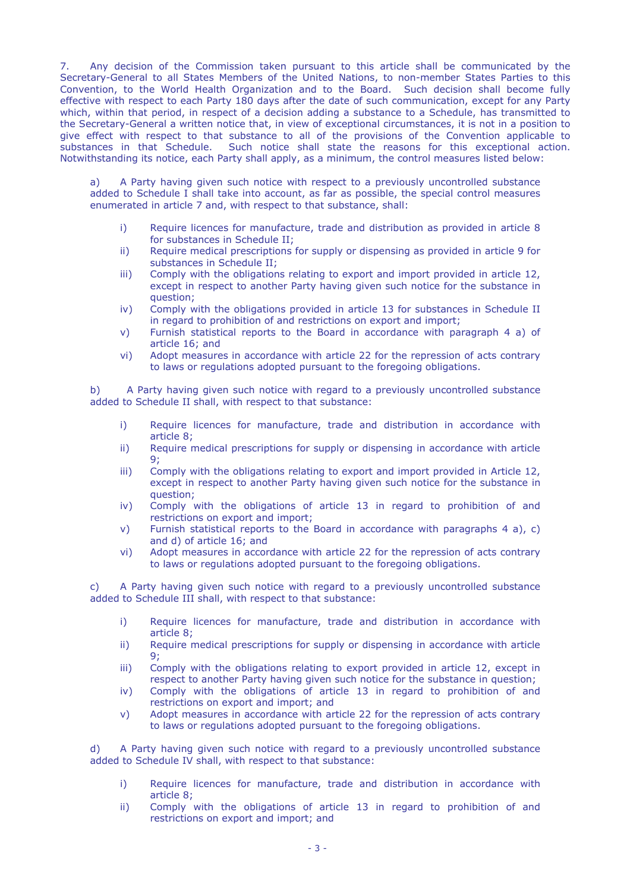7. Any decision of the Commission taken pursuant to this article shall be communicated by the Secretary-General to all States Members of the United Nations, to non-member States Parties to this Convention, to the World Health Organization and to the Board. Such decision shall become fully effective with respect to each Party 180 days after the date of such communication, except for any Party which, within that period, in respect of a decision adding a substance to a Schedule, has transmitted to the Secretary-General a written notice that, in view of exceptional circumstances, it is not in a position to give effect with respect to that substance to all of the provisions of the Convention applicable to substances in that Schedule. Such notice shall state the reasons for this exceptional action. Notwithstanding its notice, each Party shall apply, as a minimum, the control measures listed below:

a) A Party having given such notice with respect to a previously uncontrolled substance added to Schedule I shall take into account, as far as possible, the special control measures enumerated in article 7 and, with respect to that substance, shall:

- i) Require licences for manufacture, trade and distribution as provided in article 8 for substances in Schedule II;
- ii) Require medical prescriptions for supply or dispensing as provided in article 9 for substances in Schedule II;
- iii) Comply with the obligations relating to export and import provided in article 12, except in respect to another Party having given such notice for the substance in question;
- iv) Comply with the obligations provided in article 13 for substances in Schedule II in regard to prohibition of and restrictions on export and import;
- v) Furnish statistical reports to the Board in accordance with paragraph 4 a) of article 16; and
- vi) Adopt measures in accordance with article 22 for the repression of acts contrary to laws or regulations adopted pursuant to the foregoing obligations.

b) A Party having given such notice with regard to a previously uncontrolled substance added to Schedule II shall, with respect to that substance:

- i) Require licences for manufacture, trade and distribution in accordance with article 8;
- ii) Require medical prescriptions for supply or dispensing in accordance with article 9;
- iii) Comply with the obligations relating to export and import provided in Article 12, except in respect to another Party having given such notice for the substance in question;
- iv) Comply with the obligations of article 13 in regard to prohibition of and restrictions on export and import;
- v) Furnish statistical reports to the Board in accordance with paragraphs 4 a), c) and d) of article 16; and
- vi) Adopt measures in accordance with article 22 for the repression of acts contrary to laws or regulations adopted pursuant to the foregoing obligations.

c) A Party having given such notice with regard to a previously uncontrolled substance added to Schedule III shall, with respect to that substance:

- i) Require licences for manufacture, trade and distribution in accordance with article 8;
- ii) Require medical prescriptions for supply or dispensing in accordance with article 9;
- iii) Comply with the obligations relating to export provided in article 12, except in respect to another Party having given such notice for the substance in question;
- iv) Comply with the obligations of article 13 in regard to prohibition of and restrictions on export and import; and
- v) Adopt measures in accordance with article 22 for the repression of acts contrary to laws or regulations adopted pursuant to the foregoing obligations.

d) A Party having given such notice with regard to a previously uncontrolled substance added to Schedule IV shall, with respect to that substance:

- i) Require licences for manufacture, trade and distribution in accordance with article 8;
- ii) Comply with the obligations of article 13 in regard to prohibition of and restrictions on export and import; and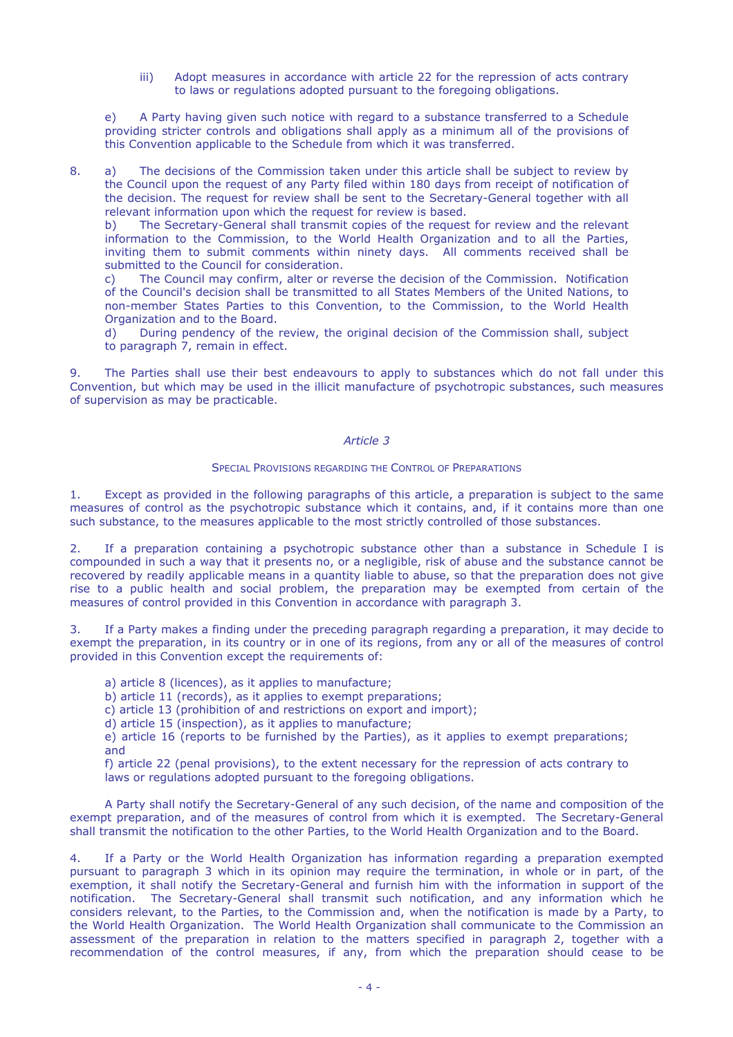iii) Adopt measures in accordance with article 22 for the repression of acts contrary to laws or regulations adopted pursuant to the foregoing obligations.

e) A Party having given such notice with regard to a substance transferred to a Schedule providing stricter controls and obligations shall apply as a minimum all of the provisions of this Convention applicable to the Schedule from which it was transferred.

8. a) The decisions of the Commission taken under this article shall be subject to review by the Council upon the request of any Party filed within 180 days from receipt of notification of the decision. The request for review shall be sent to the Secretary-General together with all relevant information upon which the request for review is based.
b) The Secretary-General shall transmit copies of the request for review and the relevant information to the Commission, to the World Health Organization and to all the Parties, inviting them to submit comments within ninety days. All comments received shall be submitted to the Council for consideration.
c) The Council may confirm, alter or reverse the decision of the Commission. Notification of the Council's decision shall be transmitted to all States Members of the United Nations, to non-member States Parties to this Convention, to the Commission, to the World Health Organization and to the Board.
d) During pendency of the review, the original decision of the Commission shall, subject to paragraph 7, remain in effect.

9. The Parties shall use their best endeavours to apply to substances which do not fall under this Convention, but which may be used in the illicit manufacture of psychotropic substances, such measures of supervision as may be practicable.

## *Article 3*

### SPECIAL PROVISIONS REGARDING THE CONTROL OF PREPARATIONS

1. Except as provided in the following paragraphs of this article, a preparation is subject to the same measures of control as the psychotropic substance which it contains, and, if it contains more than one such substance, to the measures applicable to the most strictly controlled of those substances.

2. If a preparation containing a psychotropic substance other than a substance in Schedule I is compounded in such a way that it presents no, or a negligible, risk of abuse and the substance cannot be recovered by readily applicable means in a quantity liable to abuse, so that the preparation does not give rise to a public health and social problem, the preparation may be exempted from certain of the measures of control provided in this Convention in accordance with paragraph 3.

3. If a Party makes a finding under the preceding paragraph regarding a preparation, it may decide to exempt the preparation, in its country or in one of its regions, from any or all of the measures of control provided in this Convention except the requirements of:

a) article 8 (licences), as it applies to manufacture;
b) article 11 (records), as it applies to exempt preparations;
c) article 13 (prohibition of and restrictions on export and import);
d) article 15 (inspection), as it applies to manufacture;
e) article 16 (reports to be furnished by the Parties), as it applies to exempt preparations; and
f) article 22 (penal provisions), to the extent necessary for the repression of acts contrary to laws or regulations adopted pursuant to the foregoing obligations.

A Party shall notify the Secretary-General of any such decision, of the name and composition of the exempt preparation, and of the measures of control from which it is exempted. The Secretary-General shall transmit the notification to the other Parties, to the World Health Organization and to the Board.

4. If a Party or the World Health Organization has information regarding a preparation exempted pursuant to paragraph 3 which in its opinion may require the termination, in whole or in part, of the exemption, it shall notify the Secretary-General and furnish him with the information in support of the notification. The Secretary-General shall transmit such notification, and any information which he considers relevant, to the Parties, to the Commission and, when the notification is made by a Party, to the World Health Organization. The World Health Organization shall communicate to the Commission an assessment of the preparation in relation to the matters specified in paragraph 2, together with a recommendation of the control measures, if any, from which the preparation should cease to be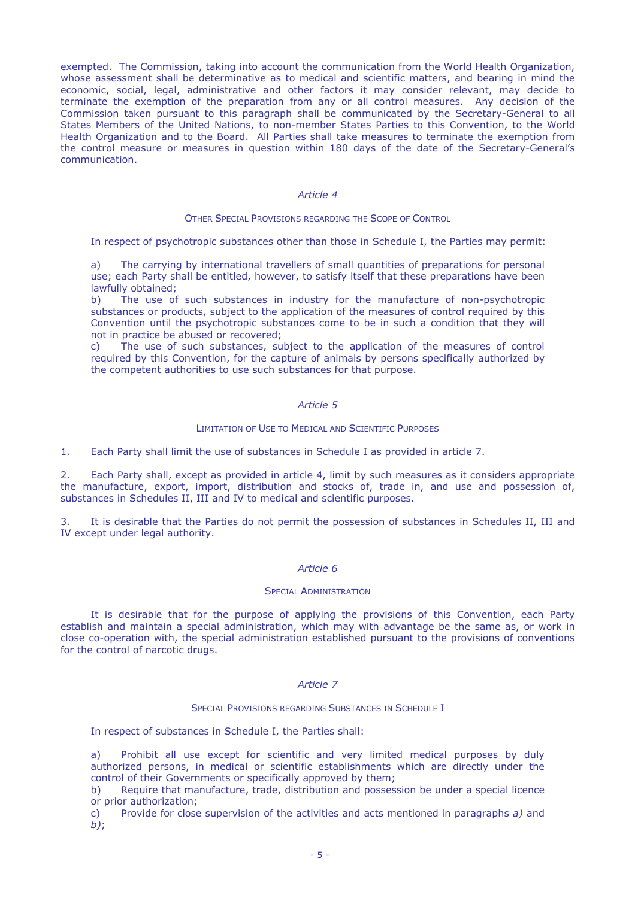exempted. The Commission, taking into account the communication from the World Health Organization, whose assessment shall be determinative as to medical and scientific matters, and bearing in mind the economic, social, legal, administrative and other factors it may consider relevant, may decide to terminate the exemption of the preparation from any or all control measures. Any decision of the Commission taken pursuant to this paragraph shall be communicated by the Secretary-General to all States Members of the United Nations, to non-member States Parties to this Convention, to the World Health Organization and to the Board. All Parties shall take measures to terminate the exemption from the control measure or measures in question within 180 days of the date of the Secretary-General's communication.

## *Article 4*

### OTHER SPECIAL PROVISIONS REGARDING THE SCOPE OF CONTROL

In respect of psychotropic substances other than those in Schedule I, the Parties may permit:

a) The carrying by international travellers of small quantities of preparations for personal use; each Party shall be entitled, however, to satisfy itself that these preparations have been lawfully obtained;
b) The use of such substances in industry for the manufacture of non-psychotropic substances or products, subject to the application of the measures of control required by this Convention until the psychotropic substances come to be in such a condition that they will not in practice be abused or recovered;
c) The use of such substances, subject to the application of the measures of control required by this Convention, for the capture of animals by persons specifically authorized by the competent authorities to use such substances for that purpose.

## *Article 5*

### LIMITATION OF USE TO MEDICAL AND SCIENTIFIC PURPOSES

1. Each Party shall limit the use of substances in Schedule I as provided in article 7.

2. Each Party shall, except as provided in article 4, limit by such measures as it considers appropriate the manufacture, export, import, distribution and stocks of, trade in, and use and possession of, substances in Schedules II, III and IV to medical and scientific purposes.

3. It is desirable that the Parties do not permit the possession of substances in Schedules II, III and IV except under legal authority.

## *Article 6*

### SPECIAL ADMINISTRATION

It is desirable that for the purpose of applying the provisions of this Convention, each Party establish and maintain a special administration, which may with advantage be the same as, or work in close co-operation with, the special administration established pursuant to the provisions of conventions for the control of narcotic drugs.

## *Article 7*

### SPECIAL PROVISIONS REGARDING SUBSTANCES IN SCHEDULE I

In respect of substances in Schedule I, the Parties shall:

a) Prohibit all use except for scientific and very limited medical purposes by duly authorized persons, in medical or scientific establishments which are directly under the control of their Governments or specifically approved by them;
b) Require that manufacture, trade, distribution and possession be under a special licence or prior authorization;
c) Provide for close supervision of the activities and acts mentioned in paragraphs *a)* and *b)*;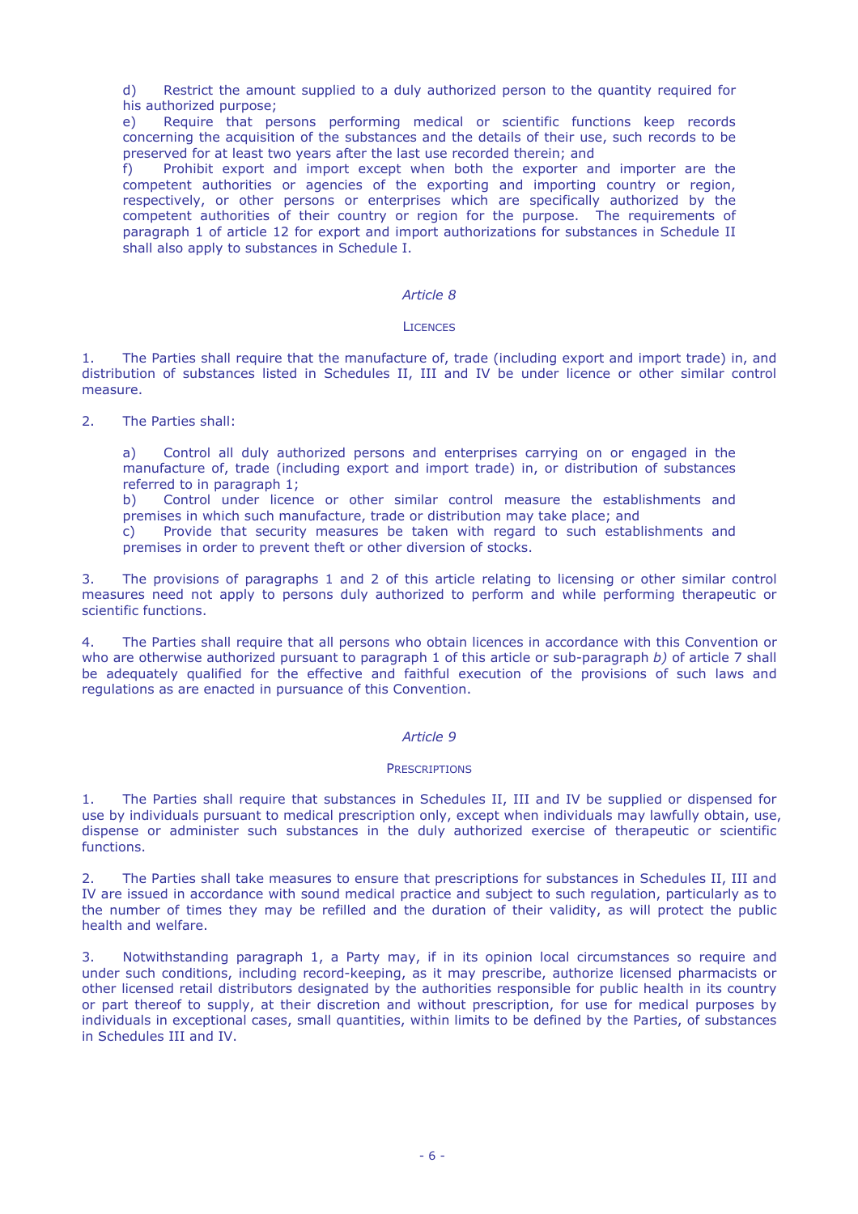d) Restrict the amount supplied to a duly authorized person to the quantity required for his authorized purpose;

e) Require that persons performing medical or scientific functions keep records concerning the acquisition of the substances and the details of their use, such records to be preserved for at least two years after the last use recorded therein; and

f) Prohibit export and import except when both the exporter and importer are the competent authorities or agencies of the exporting and importing country or region, respectively, or other persons or enterprises which are specifically authorized by the competent authorities of their country or region for the purpose. The requirements of paragraph 1 of article 12 for export and import authorizations for substances in Schedule II shall also apply to substances in Schedule I.

### *Article 8*

#### LICENCES

1. The Parties shall require that the manufacture of, trade (including export and import trade) in, and distribution of substances listed in Schedules II, III and IV be under licence or other similar control measure.

2. The Parties shall:

a) Control all duly authorized persons and enterprises carrying on or engaged in the manufacture of, trade (including export and import trade) in, or distribution of substances referred to in paragraph 1;

b) Control under licence or other similar control measure the establishments and premises in which such manufacture, trade or distribution may take place; and

c) Provide that security measures be taken with regard to such establishments and premises in order to prevent theft or other diversion of stocks.

3. The provisions of paragraphs 1 and 2 of this article relating to licensing or other similar control measures need not apply to persons duly authorized to perform and while performing therapeutic or scientific functions.

4. The Parties shall require that all persons who obtain licences in accordance with this Convention or who are otherwise authorized pursuant to paragraph 1 of this article or sub-paragraph *b)* of article 7 shall be adequately qualified for the effective and faithful execution of the provisions of such laws and regulations as are enacted in pursuance of this Convention.

### *Article 9*

#### PRESCRIPTIONS

1. The Parties shall require that substances in Schedules II, III and IV be supplied or dispensed for use by individuals pursuant to medical prescription only, except when individuals may lawfully obtain, use, dispense or administer such substances in the duly authorized exercise of therapeutic or scientific functions.

2. The Parties shall take measures to ensure that prescriptions for substances in Schedules II, III and IV are issued in accordance with sound medical practice and subject to such regulation, particularly as to the number of times they may be refilled and the duration of their validity, as will protect the public health and welfare.

3. Notwithstanding paragraph 1, a Party may, if in its opinion local circumstances so require and under such conditions, including record-keeping, as it may prescribe, authorize licensed pharmacists or other licensed retail distributors designated by the authorities responsible for public health in its country or part thereof to supply, at their discretion and without prescription, for use for medical purposes by individuals in exceptional cases, small quantities, within limits to be defined by the Parties, of substances in Schedules III and IV.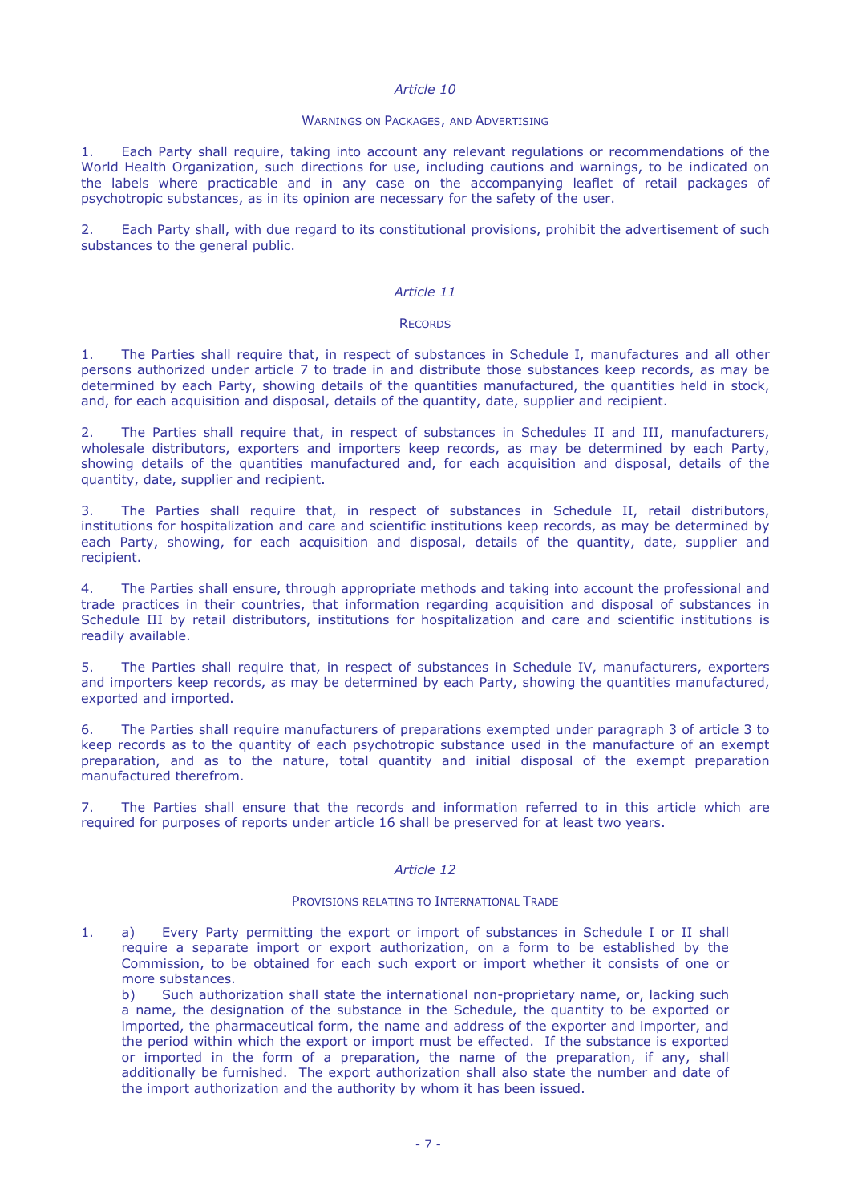*Article 10*

WARNINGS ON PACKAGES, AND ADVERTISING

1. Each Party shall require, taking into account any relevant regulations or recommendations of the World Health Organization, such directions for use, including cautions and warnings, to be indicated on the labels where practicable and in any case on the accompanying leaflet of retail packages of psychotropic substances, as in its opinion are necessary for the safety of the user.

2. Each Party shall, with due regard to its constitutional provisions, prohibit the advertisement of such substances to the general public.

*Article 11*

RECORDS

1. The Parties shall require that, in respect of substances in Schedule I, manufactures and all other persons authorized under article 7 to trade in and distribute those substances keep records, as may be determined by each Party, showing details of the quantities manufactured, the quantities held in stock, and, for each acquisition and disposal, details of the quantity, date, supplier and recipient.

2. The Parties shall require that, in respect of substances in Schedules II and III, manufacturers, wholesale distributors, exporters and importers keep records, as may be determined by each Party, showing details of the quantities manufactured and, for each acquisition and disposal, details of the quantity, date, supplier and recipient.

3. The Parties shall require that, in respect of substances in Schedule II, retail distributors, institutions for hospitalization and care and scientific institutions keep records, as may be determined by each Party, showing, for each acquisition and disposal, details of the quantity, date, supplier and recipient.

4. The Parties shall ensure, through appropriate methods and taking into account the professional and trade practices in their countries, that information regarding acquisition and disposal of substances in Schedule III by retail distributors, institutions for hospitalization and care and scientific institutions is readily available.

5. The Parties shall require that, in respect of substances in Schedule IV, manufacturers, exporters and importers keep records, as may be determined by each Party, showing the quantities manufactured, exported and imported.

6. The Parties shall require manufacturers of preparations exempted under paragraph 3 of article 3 to keep records as to the quantity of each psychotropic substance used in the manufacture of an exempt preparation, and as to the nature, total quantity and initial disposal of the exempt preparation manufactured therefrom.

7. The Parties shall ensure that the records and information referred to in this article which are required for purposes of reports under article 16 shall be preserved for at least two years.

*Article 12*

PROVISIONS RELATING TO INTERNATIONAL TRADE

1. a) Every Party permitting the export or import of substances in Schedule I or II shall require a separate import or export authorization, on a form to be established by the Commission, to be obtained for each such export or import whether it consists of one or more substances.

b) Such authorization shall state the international non-proprietary name, or, lacking such a name, the designation of the substance in the Schedule, the quantity to be exported or imported, the pharmaceutical form, the name and address of the exporter and importer, and the period within which the export or import must be effected. If the substance is exported or imported in the form of a preparation, the name of the preparation, if any, shall additionally be furnished. The export authorization shall also state the number and date of the import authorization and the authority by whom it has been issued.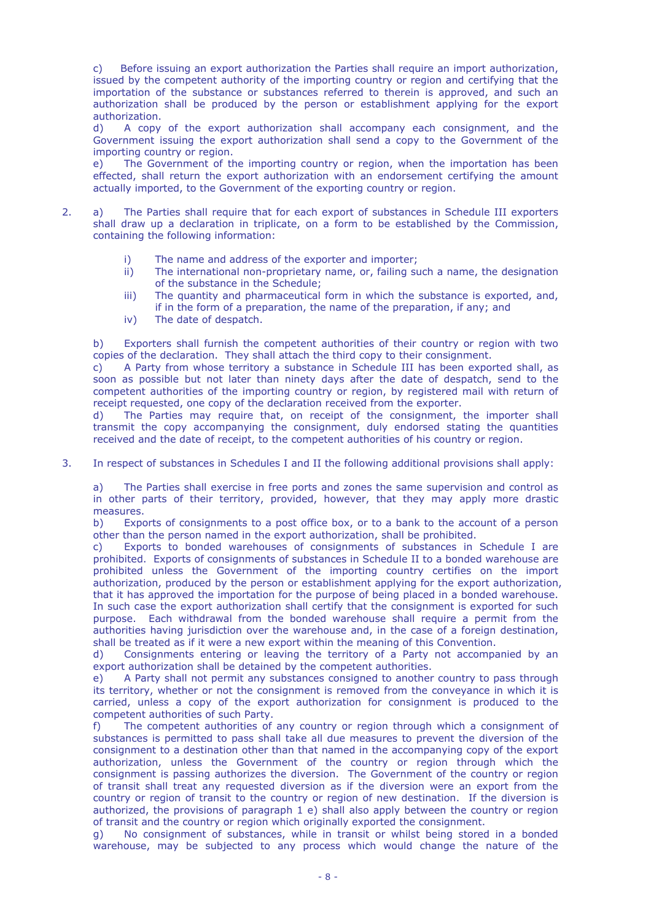c) Before issuing an export authorization the Parties shall require an import authorization, issued by the competent authority of the importing country or region and certifying that the importation of the substance or substances referred to therein is approved, and such an authorization shall be produced by the person or establishment applying for the export authorization.
d) A copy of the export authorization shall accompany each consignment, and the Government issuing the export authorization shall send a copy to the Government of the importing country or region.
e) The Government of the importing country or region, when the importation has been effected, shall return the export authorization with an endorsement certifying the amount actually imported, to the Government of the exporting country or region.

2. a) The Parties shall require that for each export of substances in Schedule III exporters shall draw up a declaration in triplicate, on a form to be established by the Commission, containing the following information:

   i) The name and address of the exporter and importer;
   ii) The international non-proprietary name, or, failing such a name, the designation of the substance in the Schedule;
   iii) The quantity and pharmaceutical form in which the substance is exported, and, if in the form of a preparation, the name of the preparation, if any; and
   iv) The date of despatch.

   b) Exporters shall furnish the competent authorities of their country or region with two copies of the declaration. They shall attach the third copy to their consignment.
   c) A Party from whose territory a substance in Schedule III has been exported shall, as soon as possible but not later than ninety days after the date of despatch, send to the competent authorities of the importing country or region, by registered mail with return of receipt requested, one copy of the declaration received from the exporter.
   d) The Parties may require that, on receipt of the consignment, the importer shall transmit the copy accompanying the consignment, duly endorsed stating the quantities received and the date of receipt, to the competent authorities of his country or region.

3. In respect of substances in Schedules I and II the following additional provisions shall apply:

   a) The Parties shall exercise in free ports and zones the same supervision and control as in other parts of their territory, provided, however, that they may apply more drastic measures.
   b) Exports of consignments to a post office box, or to a bank to the account of a person other than the person named in the export authorization, shall be prohibited.
   c) Exports to bonded warehouses of consignments of substances in Schedule I are prohibited. Exports of consignments of substances in Schedule II to a bonded warehouse are prohibited unless the Government of the importing country certifies on the import authorization, produced by the person or establishment applying for the export authorization, that it has approved the importation for the purpose of being placed in a bonded warehouse. In such case the export authorization shall certify that the consignment is exported for such purpose. Each withdrawal from the bonded warehouse shall require a permit from the authorities having jurisdiction over the warehouse and, in the case of a foreign destination, shall be treated as if it were a new export within the meaning of this Convention.
   d) Consignments entering or leaving the territory of a Party not accompanied by an export authorization shall be detained by the competent authorities.
   e) A Party shall not permit any substances consigned to another country to pass through its territory, whether or not the consignment is removed from the conveyance in which it is carried, unless a copy of the export authorization for consignment is produced to the competent authorities of such Party.
   f) The competent authorities of any country or region through which a consignment of substances is permitted to pass shall take all due measures to prevent the diversion of the consignment to a destination other than that named in the accompanying copy of the export authorization, unless the Government of the country or region through which the consignment is passing authorizes the diversion. The Government of the country or region of transit shall treat any requested diversion as if the diversion were an export from the country or region of transit to the country or region of new destination. If the diversion is authorized, the provisions of paragraph 1 e) shall also apply between the country or region of transit and the country or region which originally exported the consignment.
   g) No consignment of substances, while in transit or whilst being stored in a bonded warehouse, may be subjected to any process which would change the nature of the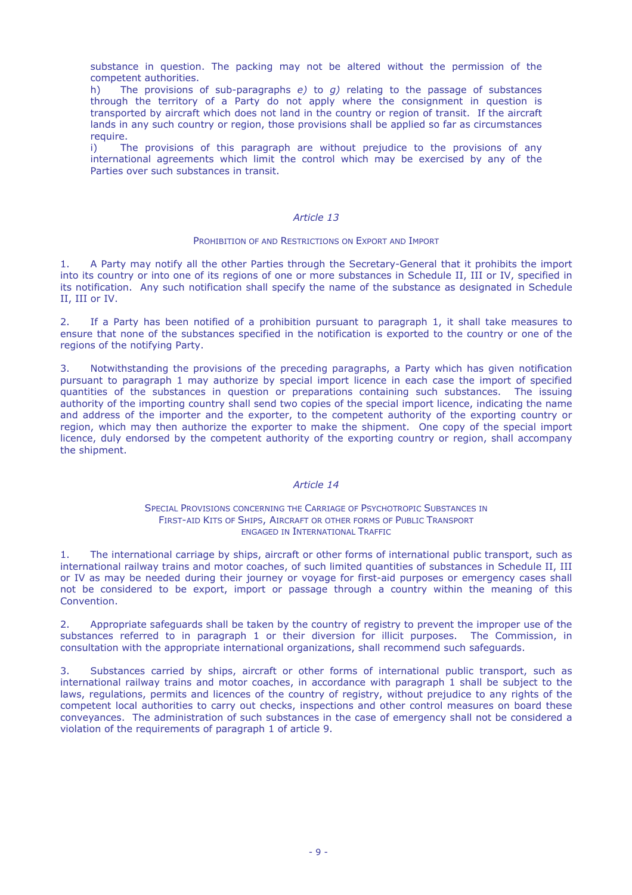substance in question. The packing may not be altered without the permission of the competent authorities.

h) The provisions of sub-paragraphs *e)* to *g)* relating to the passage of substances through the territory of a Party do not apply where the consignment in question is transported by aircraft which does not land in the country or region of transit. If the aircraft lands in any such country or region, those provisions shall be applied so far as circumstances require.

i) The provisions of this paragraph are without prejudice to the provisions of any international agreements which limit the control which may be exercised by any of the Parties over such substances in transit.

## *Article 13*

### Prohibition of and Restrictions on Export and Import

1. A Party may notify all the other Parties through the Secretary-General that it prohibits the import into its country or into one of its regions of one or more substances in Schedule II, III or IV, specified in its notification. Any such notification shall specify the name of the substance as designated in Schedule II, III or IV.

2. If a Party has been notified of a prohibition pursuant to paragraph 1, it shall take measures to ensure that none of the substances specified in the notification is exported to the country or one of the regions of the notifying Party.

3. Notwithstanding the provisions of the preceding paragraphs, a Party which has given notification pursuant to paragraph 1 may authorize by special import licence in each case the import of specified quantities of the substances in question or preparations containing such substances. The issuing authority of the importing country shall send two copies of the special import licence, indicating the name and address of the importer and the exporter, to the competent authority of the exporting country or region, which may then authorize the exporter to make the shipment. One copy of the special import licence, duly endorsed by the competent authority of the exporting country or region, shall accompany the shipment.

## *Article 14*

### Special Provisions concerning the Carriage of Psychotropic Substances in First-aid Kits of Ships, Aircraft or other forms of Public Transport engaged in International Traffic

1. The international carriage by ships, aircraft or other forms of international public transport, such as international railway trains and motor coaches, of such limited quantities of substances in Schedule II, III or IV as may be needed during their journey or voyage for first-aid purposes or emergency cases shall not be considered to be export, import or passage through a country within the meaning of this Convention.

2. Appropriate safeguards shall be taken by the country of registry to prevent the improper use of the substances referred to in paragraph 1 or their diversion for illicit purposes. The Commission, in consultation with the appropriate international organizations, shall recommend such safeguards.

3. Substances carried by ships, aircraft or other forms of international public transport, such as international railway trains and motor coaches, in accordance with paragraph 1 shall be subject to the laws, regulations, permits and licences of the country of registry, without prejudice to any rights of the competent local authorities to carry out checks, inspections and other control measures on board these conveyances. The administration of such substances in the case of emergency shall not be considered a violation of the requirements of paragraph 1 of article 9.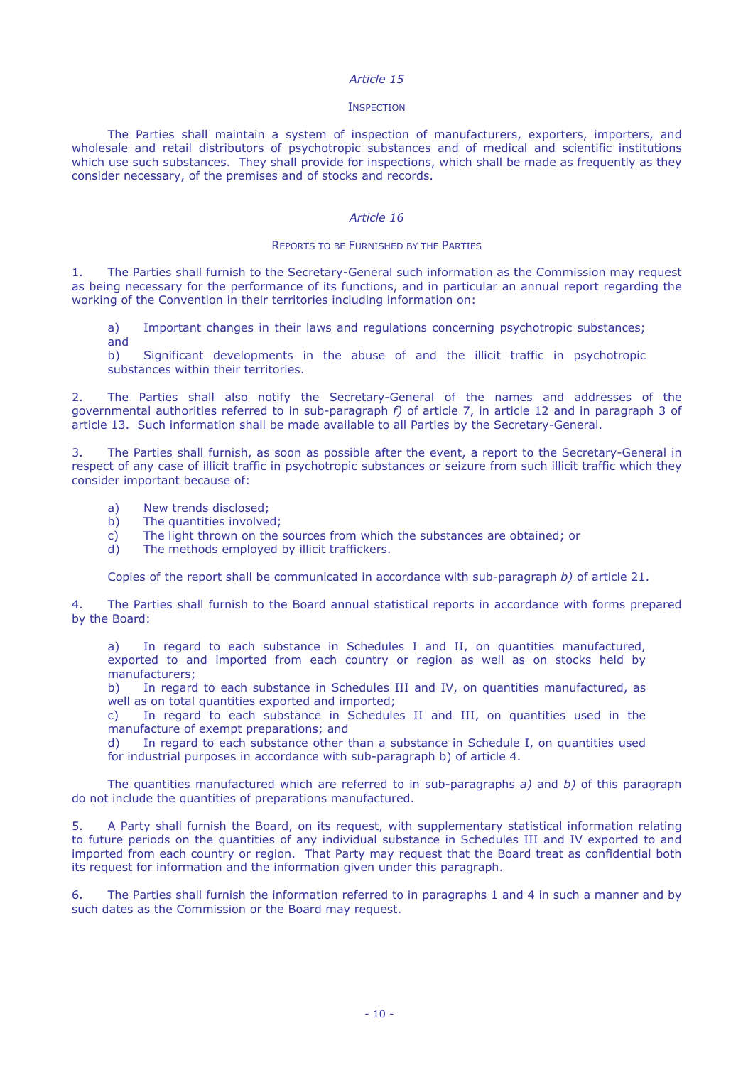### *Article 15*

#### INSPECTION

The Parties shall maintain a system of inspection of manufacturers, exporters, importers, and wholesale and retail distributors of psychotropic substances and of medical and scientific institutions which use such substances. They shall provide for inspections, which shall be made as frequently as they consider necessary, of the premises and of stocks and records.

### *Article 16*

#### REPORTS TO BE FURNISHED BY THE PARTIES

1. The Parties shall furnish to the Secretary-General such information as the Commission may request as being necessary for the performance of its functions, and in particular an annual report regarding the working of the Convention in their territories including information on:

   a) Important changes in their laws and regulations concerning psychotropic substances; and
   b) Significant developments in the abuse of and the illicit traffic in psychotropic substances within their territories.

2. The Parties shall also notify the Secretary-General of the names and addresses of the governmental authorities referred to in sub-paragraph *f)* of article 7, in article 12 and in paragraph 3 of article 13. Such information shall be made available to all Parties by the Secretary-General.

3. The Parties shall furnish, as soon as possible after the event, a report to the Secretary-General in respect of any case of illicit traffic in psychotropic substances or seizure from such illicit traffic which they consider important because of:

   a) New trends disclosed;
   b) The quantities involved;
   c) The light thrown on the sources from which the substances are obtained; or
   d) The methods employed by illicit traffickers.

   Copies of the report shall be communicated in accordance with sub-paragraph *b)* of article 21.

4. The Parties shall furnish to the Board annual statistical reports in accordance with forms prepared by the Board:

   a) In regard to each substance in Schedules I and II, on quantities manufactured, exported to and imported from each country or region as well as on stocks held by manufacturers;
   b) In regard to each substance in Schedules III and IV, on quantities manufactured, as well as on total quantities exported and imported;
   c) In regard to each substance in Schedules II and III, on quantities used in the manufacture of exempt preparations; and
   d) In regard to each substance other than a substance in Schedule I, on quantities used for industrial purposes in accordance with sub-paragraph b) of article 4.

   The quantities manufactured which are referred to in sub-paragraphs *a)* and *b)* of this paragraph do not include the quantities of preparations manufactured.

5. A Party shall furnish the Board, on its request, with supplementary statistical information relating to future periods on the quantities of any individual substance in Schedules III and IV exported to and imported from each country or region. That Party may request that the Board treat as confidential both its request for information and the information given under this paragraph.

6. The Parties shall furnish the information referred to in paragraphs 1 and 4 in such a manner and by such dates as the Commission or the Board may request.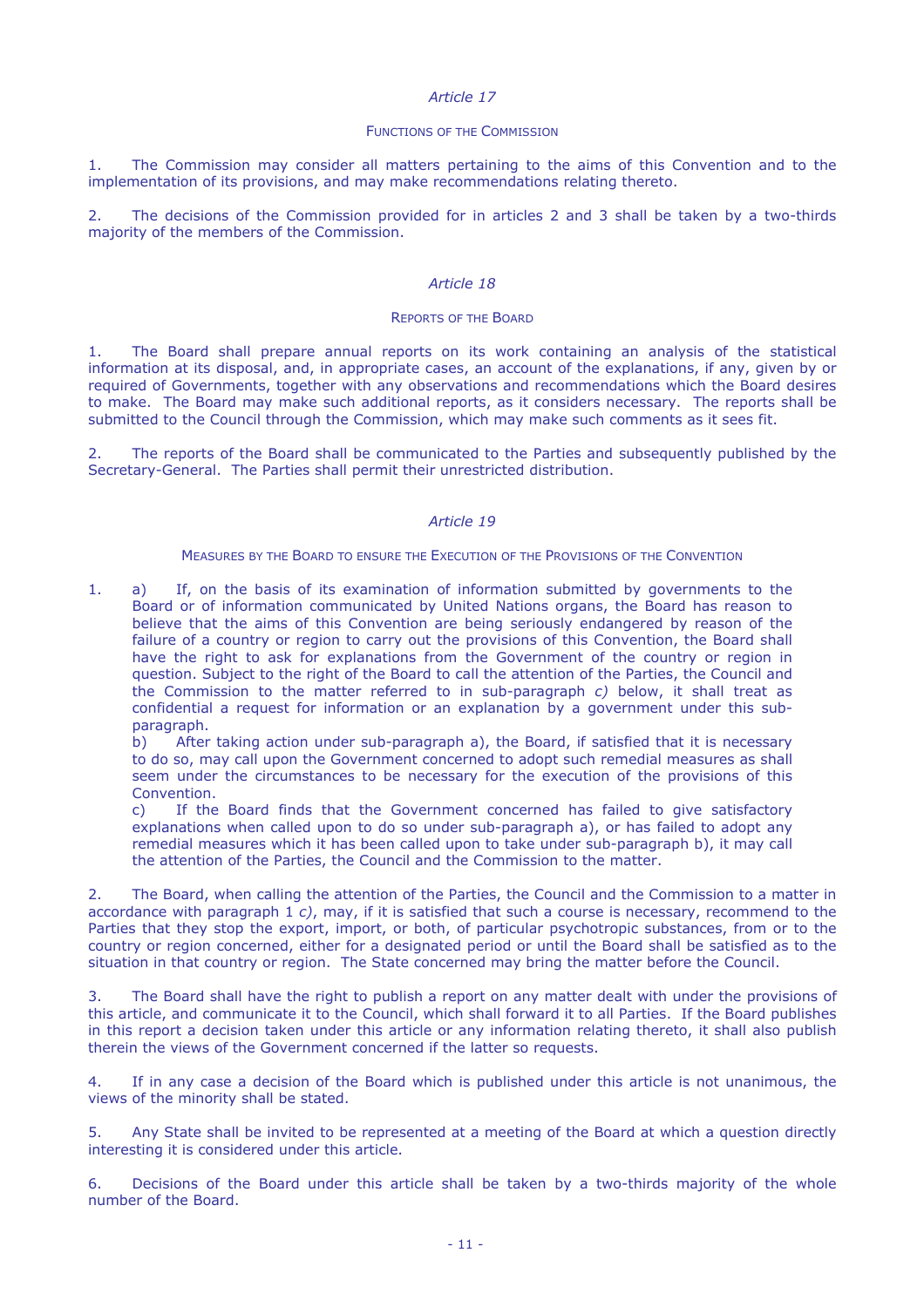## *Article 17*

### FUNCTIONS OF THE COMMISSION

1. The Commission may consider all matters pertaining to the aims of this Convention and to the implementation of its provisions, and may make recommendations relating thereto.

2. The decisions of the Commission provided for in articles 2 and 3 shall be taken by a two-thirds majority of the members of the Commission.

## *Article 18*

### REPORTS OF THE BOARD

1. The Board shall prepare annual reports on its work containing an analysis of the statistical information at its disposal, and, in appropriate cases, an account of the explanations, if any, given by or required of Governments, together with any observations and recommendations which the Board desires to make. The Board may make such additional reports, as it considers necessary. The reports shall be submitted to the Council through the Commission, which may make such comments as it sees fit.

2. The reports of the Board shall be communicated to the Parties and subsequently published by the Secretary-General. The Parties shall permit their unrestricted distribution.

## *Article 19*

### MEASURES BY THE BOARD TO ENSURE THE EXECUTION OF THE PROVISIONS OF THE CONVENTION

1. a) If, on the basis of its examination of information submitted by governments to the Board or of information communicated by United Nations organs, the Board has reason to believe that the aims of this Convention are being seriously endangered by reason of the failure of a country or region to carry out the provisions of this Convention, the Board shall have the right to ask for explanations from the Government of the country or region in question. Subject to the right of the Board to call the attention of the Parties, the Council and the Commission to the matter referred to in sub-paragraph *c)* below, it shall treat as confidential a request for information or an explanation by a government under this sub-paragraph.

   b) After taking action under sub-paragraph a), the Board, if satisfied that it is necessary to do so, may call upon the Government concerned to adopt such remedial measures as shall seem under the circumstances to be necessary for the execution of the provisions of this Convention.

   c) If the Board finds that the Government concerned has failed to give satisfactory explanations when called upon to do so under sub-paragraph a), or has failed to adopt any remedial measures which it has been called upon to take under sub-paragraph b), it may call the attention of the Parties, the Council and the Commission to the matter.

2. The Board, when calling the attention of the Parties, the Council and the Commission to a matter in accordance with paragraph 1 *c)*, may, if it is satisfied that such a course is necessary, recommend to the Parties that they stop the export, import, or both, of particular psychotropic substances, from or to the country or region concerned, either for a designated period or until the Board shall be satisfied as to the situation in that country or region. The State concerned may bring the matter before the Council.

3. The Board shall have the right to publish a report on any matter dealt with under the provisions of this article, and communicate it to the Council, which shall forward it to all Parties. If the Board publishes in this report a decision taken under this article or any information relating thereto, it shall also publish therein the views of the Government concerned if the latter so requests.

4. If in any case a decision of the Board which is published under this article is not unanimous, the views of the minority shall be stated.

5. Any State shall be invited to be represented at a meeting of the Board at which a question directly interesting it is considered under this article.

6. Decisions of the Board under this article shall be taken by a two-thirds majority of the whole number of the Board.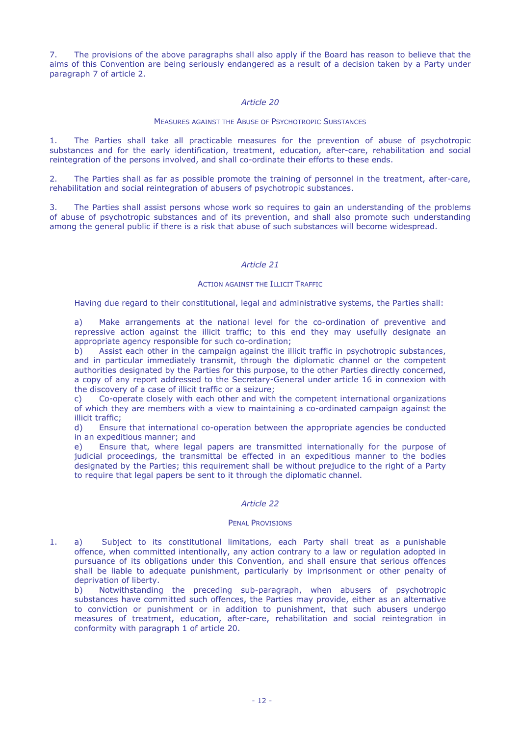7. The provisions of the above paragraphs shall also apply if the Board has reason to believe that the aims of this Convention are being seriously endangered as a result of a decision taken by a Party under paragraph 7 of article 2.

### *Article 20*

#### MEASURES AGAINST THE ABUSE OF PSYCHOTROPIC SUBSTANCES

1. The Parties shall take all practicable measures for the prevention of abuse of psychotropic substances and for the early identification, treatment, education, after-care, rehabilitation and social reintegration of the persons involved, and shall co-ordinate their efforts to these ends.

2. The Parties shall as far as possible promote the training of personnel in the treatment, after-care, rehabilitation and social reintegration of abusers of psychotropic substances.

3. The Parties shall assist persons whose work so requires to gain an understanding of the problems of abuse of psychotropic substances and of its prevention, and shall also promote such understanding among the general public if there is a risk that abuse of such substances will become widespread.

### *Article 21*

#### ACTION AGAINST THE ILLICIT TRAFFIC

Having due regard to their constitutional, legal and administrative systems, the Parties shall:

a) Make arrangements at the national level for the co-ordination of preventive and repressive action against the illicit traffic; to this end they may usefully designate an appropriate agency responsible for such co-ordination;
b) Assist each other in the campaign against the illicit traffic in psychotropic substances, and in particular immediately transmit, through the diplomatic channel or the competent authorities designated by the Parties for this purpose, to the other Parties directly concerned, a copy of any report addressed to the Secretary-General under article 16 in connexion with the discovery of a case of illicit traffic or a seizure;
c) Co-operate closely with each other and with the competent international organizations of which they are members with a view to maintaining a co-ordinated campaign against the illicit traffic;
d) Ensure that international co-operation between the appropriate agencies be conducted in an expeditious manner; and
e) Ensure that, where legal papers are transmitted internationally for the purpose of judicial proceedings, the transmittal be effected in an expeditious manner to the bodies designated by the Parties; this requirement shall be without prejudice to the right of a Party to require that legal papers be sent to it through the diplomatic channel.

### *Article 22*

#### PENAL PROVISIONS

1. a) Subject to its constitutional limitations, each Party shall treat as a punishable offence, when committed intentionally, any action contrary to a law or regulation adopted in pursuance of its obligations under this Convention, and shall ensure that serious offences shall be liable to adequate punishment, particularly by imprisonment or other penalty of deprivation of liberty.
b) Notwithstanding the preceding sub-paragraph, when abusers of psychotropic substances have committed such offences, the Parties may provide, either as an alternative to conviction or punishment or in addition to punishment, that such abusers undergo measures of treatment, education, after-care, rehabilitation and social reintegration in conformity with paragraph 1 of article 20.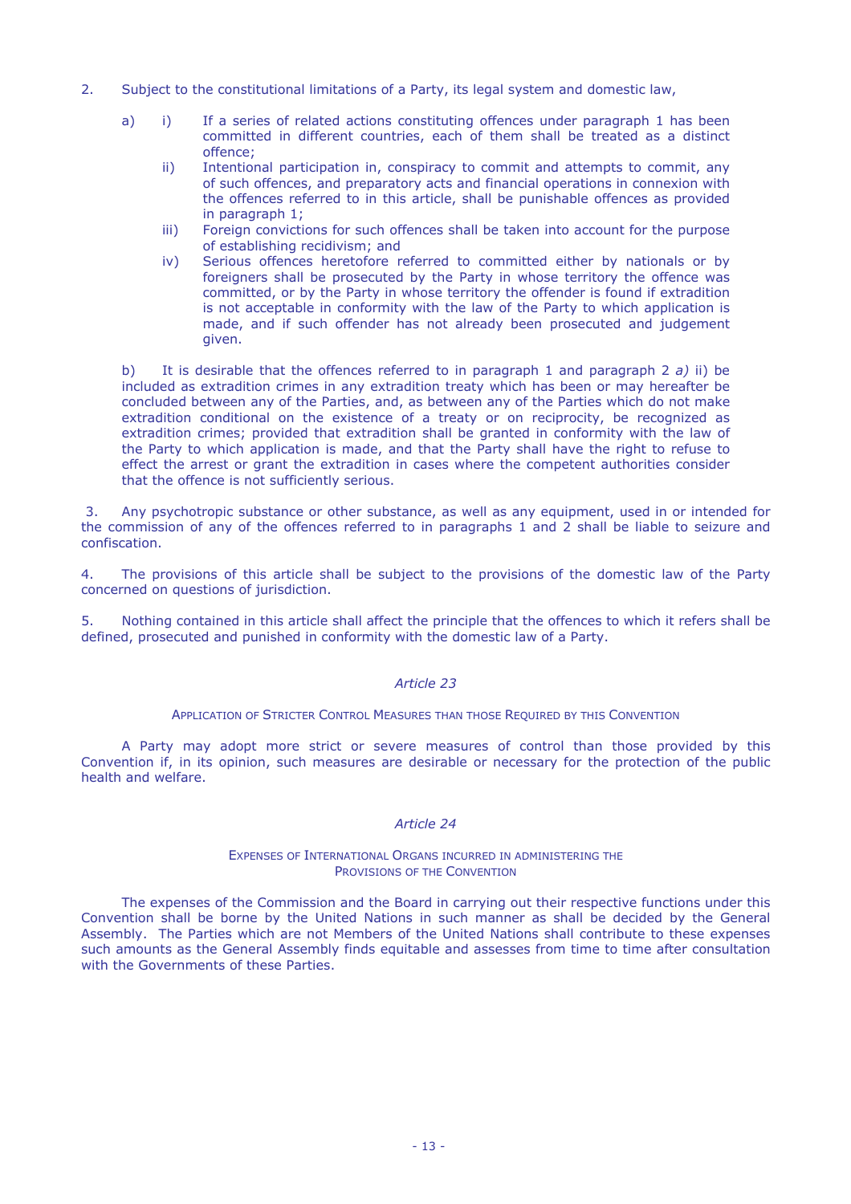2. Subject to the constitutional limitations of a Party, its legal system and domestic law,

a) i) If a series of related actions constituting offences under paragraph 1 has been committed in different countries, each of them shall be treated as a distinct offence;

ii) Intentional participation in, conspiracy to commit and attempts to commit, any of such offences, and preparatory acts and financial operations in connexion with the offences referred to in this article, shall be punishable offences as provided in paragraph 1;

iii) Foreign convictions for such offences shall be taken into account for the purpose of establishing recidivism; and

iv) Serious offences heretofore referred to committed either by nationals or by foreigners shall be prosecuted by the Party in whose territory the offence was committed, or by the Party in whose territory the offender is found if extradition is not acceptable in conformity with the law of the Party to which application is made, and if such offender has not already been prosecuted and judgement given.

b) It is desirable that the offences referred to in paragraph 1 and paragraph 2 *a)* ii) be included as extradition crimes in any extradition treaty which has been or may hereafter be concluded between any of the Parties, and, as between any of the Parties which do not make extradition conditional on the existence of a treaty or on reciprocity, be recognized as extradition crimes; provided that extradition shall be granted in conformity with the law of the Party to which application is made, and that the Party shall have the right to refuse to effect the arrest or grant the extradition in cases where the competent authorities consider that the offence is not sufficiently serious.

3. Any psychotropic substance or other substance, as well as any equipment, used in or intended for the commission of any of the offences referred to in paragraphs 1 and 2 shall be liable to seizure and confiscation.

4. The provisions of this article shall be subject to the provisions of the domestic law of the Party concerned on questions of jurisdiction.

5. Nothing contained in this article shall affect the principle that the offences to which it refers shall be defined, prosecuted and punished in conformity with the domestic law of a Party.

### *Article 23*

#### APPLICATION OF STRICTER CONTROL MEASURES THAN THOSE REQUIRED BY THIS CONVENTION

A Party may adopt more strict or severe measures of control than those provided by this Convention if, in its opinion, such measures are desirable or necessary for the protection of the public health and welfare.

### *Article 24*

#### EXPENSES OF INTERNATIONAL ORGANS INCURRED IN ADMINISTERING THE PROVISIONS OF THE CONVENTION

The expenses of the Commission and the Board in carrying out their respective functions under this Convention shall be borne by the United Nations in such manner as shall be decided by the General Assembly. The Parties which are not Members of the United Nations shall contribute to these expenses such amounts as the General Assembly finds equitable and assesses from time to time after consultation with the Governments of these Parties.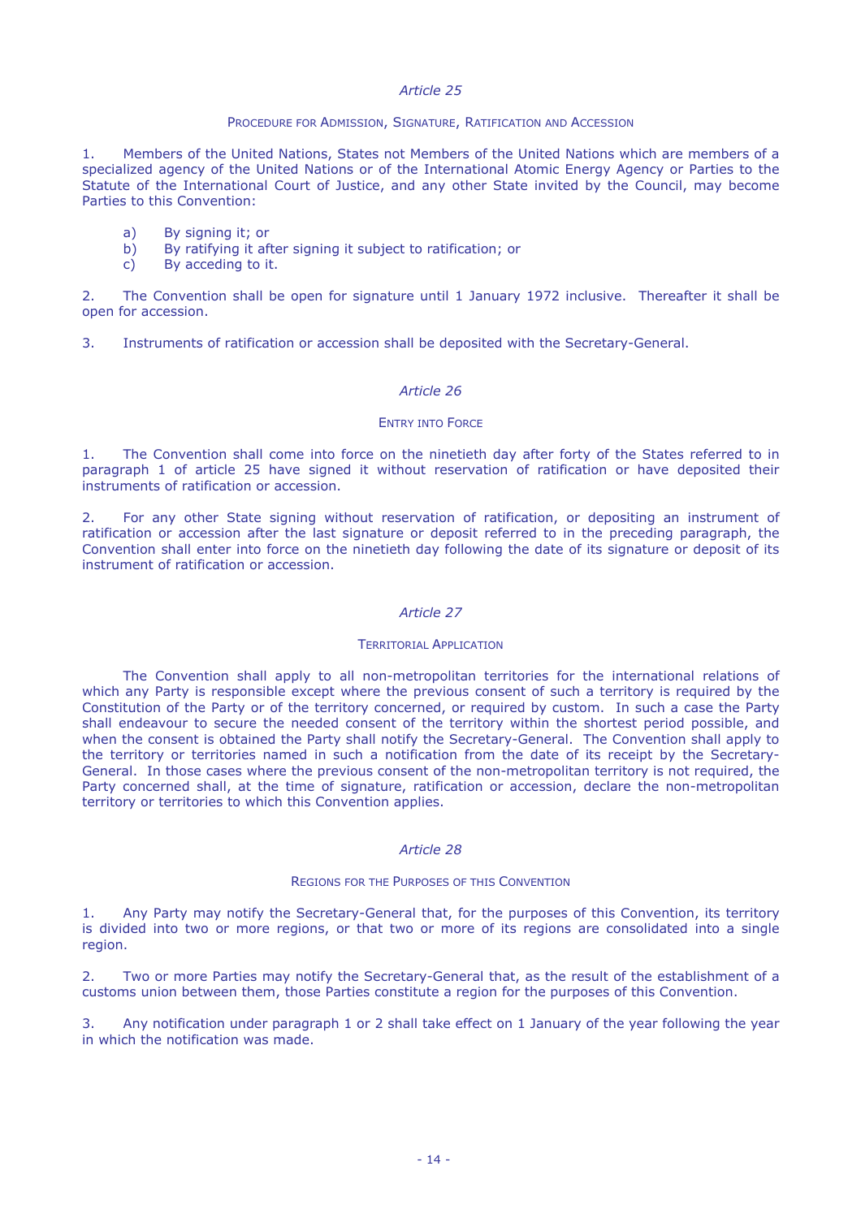### *Article 25*

#### Procedure for Admission, Signature, Ratification and Accession

1. Members of the United Nations, States not Members of the United Nations which are members of a specialized agency of the United Nations or of the International Atomic Energy Agency or Parties to the Statute of the International Court of Justice, and any other State invited by the Council, may become Parties to this Convention:

   a) By signing it; or
   b) By ratifying it after signing it subject to ratification; or
   c) By acceding to it.

2. The Convention shall be open for signature until 1 January 1972 inclusive. Thereafter it shall be open for accession.

3. Instruments of ratification or accession shall be deposited with the Secretary-General.

### *Article 26*

#### Entry into Force

1. The Convention shall come into force on the ninetieth day after forty of the States referred to in paragraph 1 of article 25 have signed it without reservation of ratification or have deposited their instruments of ratification or accession.

2. For any other State signing without reservation of ratification, or depositing an instrument of ratification or accession after the last signature or deposit referred to in the preceding paragraph, the Convention shall enter into force on the ninetieth day following the date of its signature or deposit of its instrument of ratification or accession.

### *Article 27*

#### Territorial Application

The Convention shall apply to all non-metropolitan territories for the international relations of which any Party is responsible except where the previous consent of such a territory is required by the Constitution of the Party or of the territory concerned, or required by custom. In such a case the Party shall endeavour to secure the needed consent of the territory within the shortest period possible, and when the consent is obtained the Party shall notify the Secretary-General. The Convention shall apply to the territory or territories named in such a notification from the date of its receipt by the Secretary-General. In those cases where the previous consent of the non-metropolitan territory is not required, the Party concerned shall, at the time of signature, ratification or accession, declare the non-metropolitan territory or territories to which this Convention applies.

### *Article 28*

#### Regions for the Purposes of this Convention

1. Any Party may notify the Secretary-General that, for the purposes of this Convention, its territory is divided into two or more regions, or that two or more of its regions are consolidated into a single region.

2. Two or more Parties may notify the Secretary-General that, as the result of the establishment of a customs union between them, those Parties constitute a region for the purposes of this Convention.

3. Any notification under paragraph 1 or 2 shall take effect on 1 January of the year following the year in which the notification was made.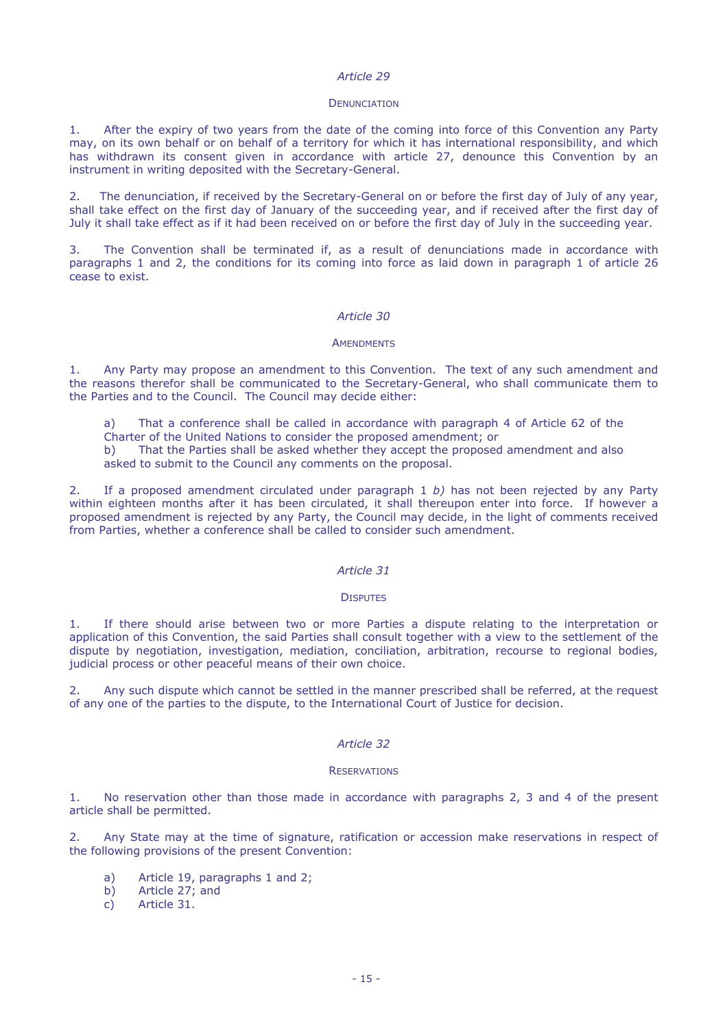*Article 29*

DENUNCIATION

1. After the expiry of two years from the date of the coming into force of this Convention any Party may, on its own behalf or on behalf of a territory for which it has international responsibility, and which has withdrawn its consent given in accordance with article 27, denounce this Convention by an instrument in writing deposited with the Secretary-General.

2. The denunciation, if received by the Secretary-General on or before the first day of July of any year, shall take effect on the first day of January of the succeeding year, and if received after the first day of July it shall take effect as if it had been received on or before the first day of July in the succeeding year.

3. The Convention shall be terminated if, as a result of denunciations made in accordance with paragraphs 1 and 2, the conditions for its coming into force as laid down in paragraph 1 of article 26 cease to exist.

*Article 30*

AMENDMENTS

1. Any Party may propose an amendment to this Convention. The text of any such amendment and the reasons therefor shall be communicated to the Secretary-General, who shall communicate them to the Parties and to the Council. The Council may decide either:

a) That a conference shall be called in accordance with paragraph 4 of Article 62 of the Charter of the United Nations to consider the proposed amendment; or
b) That the Parties shall be asked whether they accept the proposed amendment and also asked to submit to the Council any comments on the proposal.

2. If a proposed amendment circulated under paragraph 1 *b)* has not been rejected by any Party within eighteen months after it has been circulated, it shall thereupon enter into force. If however a proposed amendment is rejected by any Party, the Council may decide, in the light of comments received from Parties, whether a conference shall be called to consider such amendment.

*Article 31*

DISPUTES

1. If there should arise between two or more Parties a dispute relating to the interpretation or application of this Convention, the said Parties shall consult together with a view to the settlement of the dispute by negotiation, investigation, mediation, conciliation, arbitration, recourse to regional bodies, judicial process or other peaceful means of their own choice.

2. Any such dispute which cannot be settled in the manner prescribed shall be referred, at the request of any one of the parties to the dispute, to the International Court of Justice for decision.

*Article 32*

RESERVATIONS

1. No reservation other than those made in accordance with paragraphs 2, 3 and 4 of the present article shall be permitted.

2. Any State may at the time of signature, ratification or accession make reservations in respect of the following provisions of the present Convention:

a) Article 19, paragraphs 1 and 2;
b) Article 27; and
c) Article 31.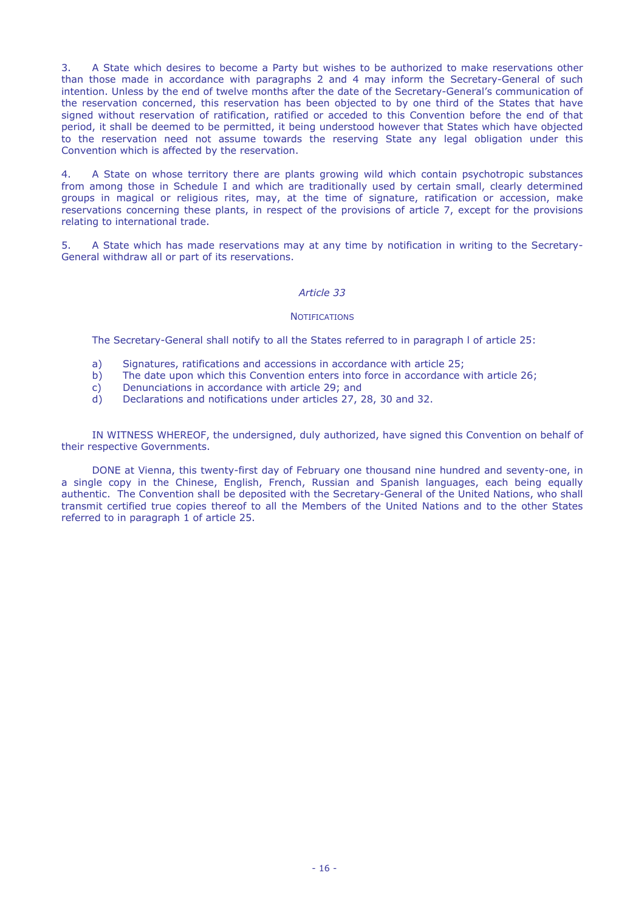3. A State which desires to become a Party but wishes to be authorized to make reservations other than those made in accordance with paragraphs 2 and 4 may inform the Secretary-General of such intention. Unless by the end of twelve months after the date of the Secretary-General's communication of the reservation concerned, this reservation has been objected to by one third of the States that have signed without reservation of ratification, ratified or acceded to this Convention before the end of that period, it shall be deemed to be permitted, it being understood however that States which have objected to the reservation need not assume towards the reserving State any legal obligation under this Convention which is affected by the reservation.

4. A State on whose territory there are plants growing wild which contain psychotropic substances from among those in Schedule I and which are traditionally used by certain small, clearly determined groups in magical or religious rites, may, at the time of signature, ratification or accession, make reservations concerning these plants, in respect of the provisions of article 7, except for the provisions relating to international trade.

5. A State which has made reservations may at any time by notification in writing to the Secretary-General withdraw all or part of its reservations.

### *Article 33*

#### NOTIFICATIONS

The Secretary-General shall notify to all the States referred to in paragraph l of article 25:

a) Signatures, ratifications and accessions in accordance with article 25;
b) The date upon which this Convention enters into force in accordance with article 26;
c) Denunciations in accordance with article 29; and
d) Declarations and notifications under articles 27, 28, 30 and 32.

IN WITNESS WHEREOF, the undersigned, duly authorized, have signed this Convention on behalf of their respective Governments.

DONE at Vienna, this twenty-first day of February one thousand nine hundred and seventy-one, in a single copy in the Chinese, English, French, Russian and Spanish languages, each being equally authentic. The Convention shall be deposited with the Secretary-General of the United Nations, who shall transmit certified true copies thereof to all the Members of the United Nations and to the other States referred to in paragraph 1 of article 25.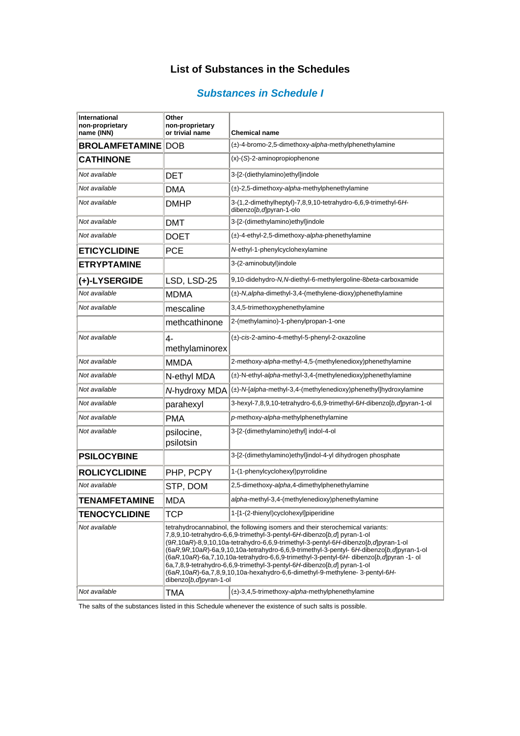# List of Substances in the Schedules

## *Substances in Schedule I*

| International non-proprietary name (INN) | Other non-proprietary or trivial name | Chemical name |
|---|---|---|
| **BROLAMFETAMINE** | DOB | (±)-4-bromo-2,5-dimethoxy-*alpha*-methylphenethylamine |
| **CATHINONE** | | (x)-(*S*)-2-aminopropiophenone |
| *Not available* | DET | 3-[2-(diethylamino)ethyl]indole |
| *Not available* | DMA | (±)-2,5-dimethoxy-*alpha*-methylphenethylamine |
| *Not available* | DMHP | 3-(1,2-dimethylheptyl)-7,8,9,10-tetrahydro-6,6,9-trimethyl-6*H*-dibenzo[*b,d*]pyran-1-olo |
| *Not available* | DMT | 3-[2-(dimethylamino)ethyl]indole |
| *Not available* | DOET | (±)-4-ethyl-2,5-dimethoxy-*alpha*-phenethylamine |
| **ETICYCLIDINE** | PCE | *N*-ethyl-1-phenylcyclohexylamine |
| **ETRYPTAMINE** | | 3-(2-aminobutyl)indole |
| **(+)-LYSERGIDE** | LSD, LSD-25 | 9,10-didehydro-*N,N*-diethyl-6-methylergoline-8*beta*-carboxamide |
| *Not available* | MDMA | (±)-*N,alpha*-dimethyl-3,4-(methylene-dioxy)phenethylamine |
| *Not available* | mescaline | 3,4,5-trimethoxyphenethylamine |
| | methcathinone | 2-(methylamino)-1-phenylpropan-1-one |
| *Not available* | 4-methylaminorex | (±)-*cis*-2-amino-4-methyl-5-phenyl-2-oxazoline |
| *Not available* | MMDA | 2-methoxy-*alpha*-methyl-4,5-(methylenedioxy)phenethylamine |
| *Not available* | N-ethyl MDA | (±)-N-ethyl-*alpha*-methyl-3,4-(methylenedioxy)phenethylamine |
| *Not available* | *N*-hydroxy MDA | (±)-*N*-[*alpha*-methyl-3,4-(methylenedioxy)phenethyl]hydroxylamine |
| *Not available* | parahexyl | 3-hexyl-7,8,9,10-tetrahydro-6,6,9-trimethyl-6*H*-dibenzo[*b,d*]pyran-1-ol |
| *Not available* | PMA | *p*-methoxy-*alpha*-methylphenethylamine |
| *Not available* | psilocine, psilotsin | 3-[2-(dimethylamino)ethyl] indol-4-ol |
| **PSILOCYBINE** | | 3-[2-(dimethylamino)ethyl]indol-4-yl dihydrogen phosphate |
| **ROLICYCLIDINE** | PHP, PCPY | 1-(1-phenylcyclohexyl)pyrrolidine |
| *Not available* | STP, DOM | 2,5-dimethoxy-*alpha*,4-dimethylphenethylamine |
| **TENAMFETAMINE** | MDA | *alpha*-methyl-3,4-(methylenedioxy)phenethylamine |
| **TENOCYCLIDINE** | TCP | 1-[1-(2-thienyl)cyclohexyl]piperidine |
| *Not available* | tetrahydrocannabinol, the following isomers and their sterochemical variants: 7,8,9,10-tetrahydro-6,6,9-trimethyl-3-pentyl-6*H*-dibenzo[*b,d*] pyran-1-ol (9*R*,10a*R*)-8,9,10,10a-tetrahydro-6,6,9-trimethyl-3-pentyl-6*H*-dibenzo[*b,d*]pyran-1-ol (6a*R*,9*R*,10a*R*)-6a,9,10,10a-tetrahydro-6,6,9-trimethyl-3-pentyl- 6*H*-dibenzo[*b,d*]pyran-1-ol (6a*R*,10a*R*)-6a,7,10,10a-tetrahydro-6,6,9-trimethyl-3-pentyl-6*H*- dibenzo[*b,d*]pyran -1- ol 6a,7,8,9-tetrahydro-6,6,9-trimethyl-3-pentyl-6*H*-dibenzo[*b,d*] pyran-1-ol (6a*R*,10a*R*)-6a,7,8,9,10,10a-hexahydro-6,6-dimethyl-9-methylene- 3-pentyl-6*H*-dibenzo[*b,d*]pyran-1-ol | |
| *Not available* | TMA | (±)-3,4,5-trimethoxy-*alpha*-methylphenethylamine |

The salts of the substances listed in this Schedule whenever the existence of such salts is possible.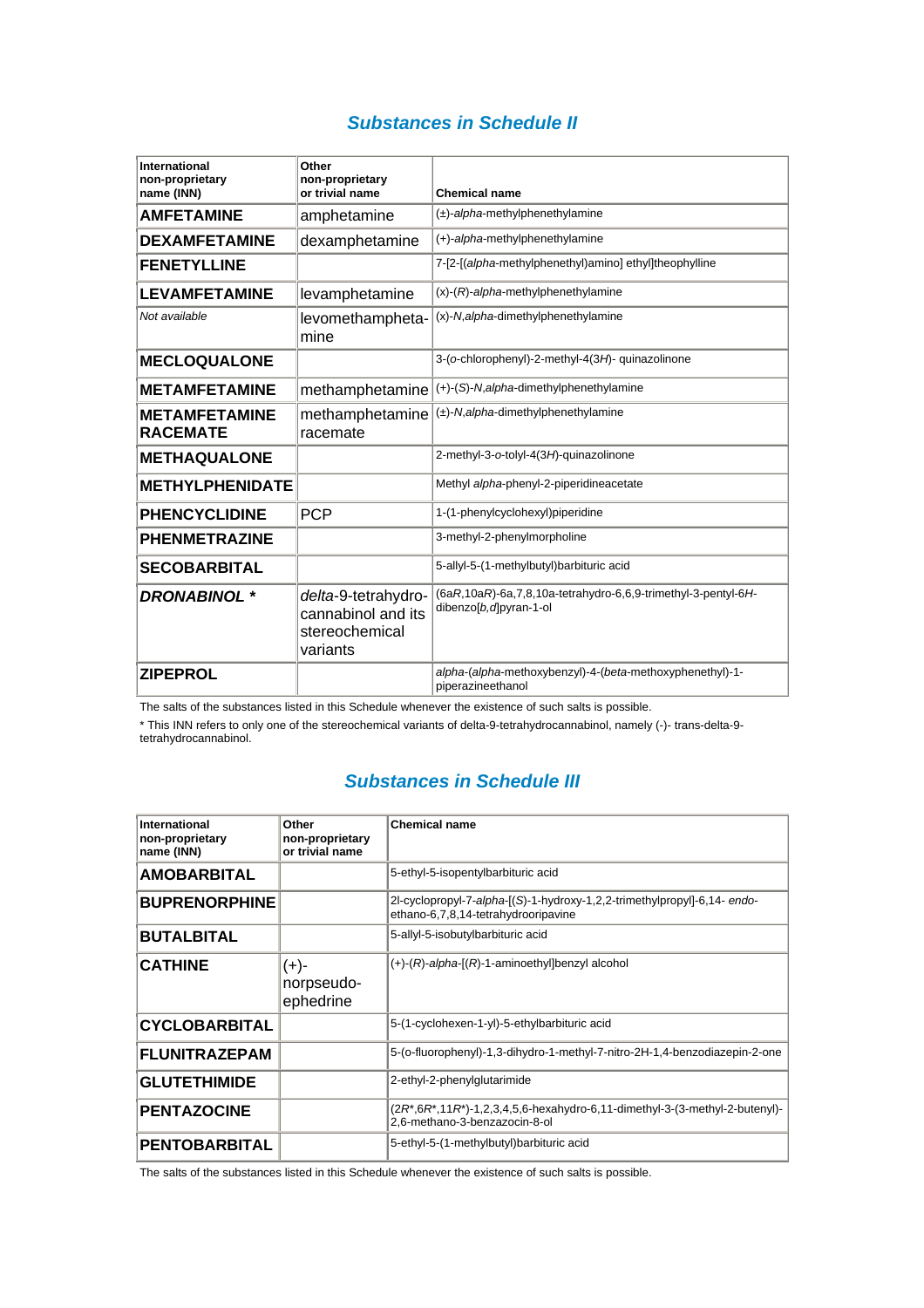## *Substances in Schedule II*

| International non-proprietary name (INN) | Other non-proprietary or trivial name | Chemical name |
|---|---|---|
| **AMFETAMINE** | amphetamine | (±)-*alpha*-methylphenethylamine |
| **DEXAMFETAMINE** | dexamphetamine | (+)-*alpha*-methylphenethylamine |
| **FENETYLLINE** | | 7-[2-[(*alpha*-methylphenethyl)amino] ethyl]theophylline |
| **LEVAMFETAMINE** | levamphetamine | (x)-(*R*)-*alpha*-methylphenethylamine |
| *Not available* | levomethamphetamine | (x)-*N*,*alpha*-dimethylphenethylamine |
| **MECLOQUALONE** | | 3-(*o*-chlorophenyl)-2-methyl-4(3*H*)- quinazolinone |
| **METAMFETAMINE** | methamphetamine | (+)-(*S*)-*N*,*alpha*-dimethylphenethylamine |
| **METAMFETAMINE RACEMATE** | methamphetamine racemate | (±)-*N*,*alpha*-dimethylphenethylamine |
| **METHAQUALONE** | | 2-methyl-3-*o*-tolyl-4(3*H*)-quinazolinone |
| **METHYLPHENIDATE** | | Methyl *alpha*-phenyl-2-piperidineacetate |
| **PHENCYCLIDINE** | PCP | 1-(1-phenylcyclohexyl)piperidine |
| **PHENMETRAZINE** | | 3-methyl-2-phenylmorpholine |
| **SECOBARBITAL** | | 5-allyl-5-(1-methylbutyl)barbituric acid |
| ***DRONABINOL \**** | *delta*-9-tetrahydrocannabinol and its stereochemical variants | (6a*R*,10a*R*)-6a,7,8,10a-tetrahydro-6,6,9-trimethyl-3-pentyl-6*H*-dibenzo[*b*,*d*]pyran-1-ol |
| **ZIPEPROL** | | *alpha*-(*alpha*-methoxybenzyl)-4-(*beta*-methoxyphenethyl)-1-piperazineethanol |

The salts of the substances listed in this Schedule whenever the existence of such salts is possible.

\* This INN refers to only one of the stereochemical variants of delta-9-tetrahydrocannabinol, namely (-)- trans-delta-9-tetrahydrocannabinol.

## *Substances in Schedule III*

| International non-proprietary name (INN) | Other non-proprietary or trivial name | Chemical name |
|---|---|---|
| **AMOBARBITAL** | | 5-ethyl-5-isopentylbarbituric acid |
| **BUPRENORPHINE** | | 2l-cyclopropyl-7-*alpha*-[(*S*)-1-hydroxy-1,2,2-trimethylpropyl]-6,14- *endo*-ethano-6,7,8,14-tetrahydrooripavine |
| **BUTALBITAL** | | 5-allyl-5-isobutylbarbituric acid |
| **CATHINE** | (+)-norpseudo-ephedrine | (+)-(*R*)-*alpha*-[(*R*)-1-aminoethyl]benzyl alcohol |
| **CYCLOBARBITAL** | | 5-(1-cyclohexen-1-yl)-5-ethylbarbituric acid |
| **FLUNITRAZEPAM** | | 5-(o-fluorophenyl)-1,3-dihydro-1-methyl-7-nitro-2H-1,4-benzodiazepin-2-one |
| **GLUTETHIMIDE** | | 2-ethyl-2-phenylglutarimide |
| **PENTAZOCINE** | | (2*R*\*,6*R*\*,11*R*\*)-1,2,3,4,5,6-hexahydro-6,11-dimethyl-3-(3-methyl-2-butenyl)-2,6-methano-3-benzazocin-8-ol |
| **PENTOBARBITAL** | | 5-ethyl-5-(1-methylbutyl)barbituric acid |

The salts of the substances listed in this Schedule whenever the existence of such salts is possible.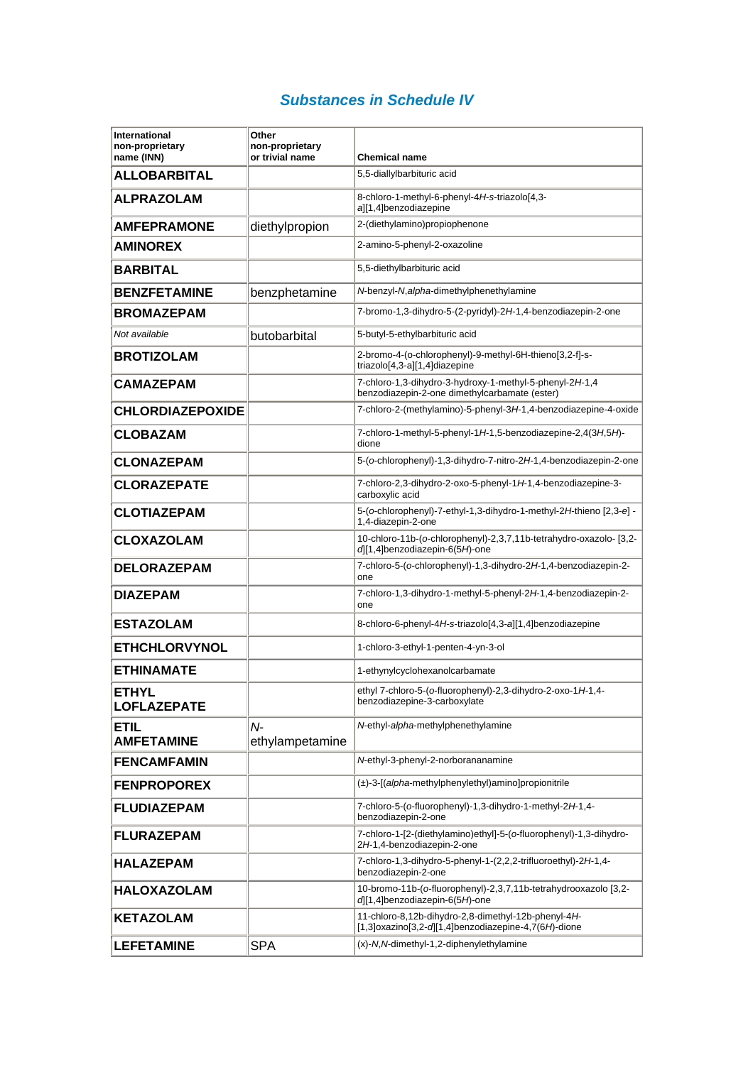## *Substances in Schedule IV*

| International non-proprietary name (INN) | Other non-proprietary or trivial name | Chemical name |
|---|---|---|
| **ALLOBARBITAL** | | 5,5-diallylbarbituric acid |
| **ALPRAZOLAM** | | 8-chloro-1-methyl-6-phenyl-4*H*-*s*-triazolo[4,3-*a*][1,4]benzodiazepine |
| **AMFEPRAMONE** | diethylpropion | 2-(diethylamino)propiophenone |
| **AMINOREX** | | 2-amino-5-phenyl-2-oxazoline |
| **BARBITAL** | | 5,5-diethylbarbituric acid |
| **BENZFETAMINE** | benzphetamine | *N*-benzyl-*N*,*alpha*-dimethylphenethylamine |
| **BROMAZEPAM** | | 7-bromo-1,3-dihydro-5-(2-pyridyl)-2*H*-1,4-benzodiazepin-2-one |
| *Not available* | butobarbital | 5-butyl-5-ethylbarbituric acid |
| **BROTIZOLAM** | | 2-bromo-4-(o-chlorophenyl)-9-methyl-6H-thieno[3,2-f]-s-triazolo[4,3-a][1,4]diazepine |
| **CAMAZEPAM** | | 7-chloro-1,3-dihydro-3-hydroxy-1-methyl-5-phenyl-2*H*-1,4 benzodiazepin-2-one dimethylcarbamate (ester) |
| **CHLORDIAZEPOXIDE** | | 7-chloro-2-(methylamino)-5-phenyl-3*H*-1,4-benzodiazepine-4-oxide |
| **CLOBAZAM** | | 7-chloro-1-methyl-5-phenyl-1*H*-1,5-benzodiazepine-2,4(3*H*,5*H*)-dione |
| **CLONAZEPAM** | | 5-(*o*-chlorophenyl)-1,3-dihydro-7-nitro-2*H*-1,4-benzodiazepin-2-one |
| **CLORAZEPATE** | | 7-chloro-2,3-dihydro-2-oxo-5-phenyl-1*H*-1,4-benzodiazepine-3-carboxylic acid |
| **CLOTIAZEPAM** | | 5-(*o*-chlorophenyl)-7-ethyl-1,3-dihydro-1-methyl-2*H*-thieno [2,3-*e*] -1,4-diazepin-2-one |
| **CLOXAZOLAM** | | 10-chloro-11b-(*o*-chlorophenyl)-2,3,7,11b-tetrahydro-oxazolo- [3,2-*d*][1,4]benzodiazepin-6(5*H*)-one |
| **DELORAZEPAM** | | 7-chloro-5-(*o*-chlorophenyl)-1,3-dihydro-2*H*-1,4-benzodiazepin-2-one |
| **DIAZEPAM** | | 7-chloro-1,3-dihydro-1-methyl-5-phenyl-2*H*-1,4-benzodiazepin-2-one |
| **ESTAZOLAM** | | 8-chloro-6-phenyl-4*H*-*s*-triazolo[4,3-a][1,4]benzodiazepine |
| **ETHCHLORVYNOL** | | 1-chloro-3-ethyl-1-penten-4-yn-3-ol |
| **ETHINAMATE** | | 1-ethynylcyclohexanolcarbamate |
| **ETHYL LOFLAZEPATE** | | ethyl 7-chloro-5-(*o*-fluorophenyl)-2,3-dihydro-2-oxo-1*H*-1,4-benzodiazepine-3-carboxylate |
| **ETIL AMFETAMINE** | *N*-ethylampetamine | *N*-ethyl-*alpha*-methylphenethylamine |
| **FENCAMFAMIN** | | *N*-ethyl-3-phenyl-2-norborananamine |
| **FENPROPOREX** | | (±)-3-[(*alpha*-methylphenylethyl)amino]propionitrile |
| **FLUDIAZEPAM** | | 7-chloro-5-(*o*-fluorophenyl)-1,3-dihydro-1-methyl-2*H*-1,4-benzodiazepin-2-one |
| **FLURAZEPAM** | | 7-chloro-1-[2-(diethylamino)ethyl]-5-(*o*-fluorophenyl)-1,3-dihydro-2*H*-1,4-benzodiazepin-2-one |
| **HALAZEPAM** | | 7-chloro-1,3-dihydro-5-phenyl-1-(2,2,2-trifluoroethyl)-2*H*-1,4-benzodiazepin-2-one |
| **HALOXAZOLAM** | | 10-bromo-11b-(*o*-fluorophenyl)-2,3,7,11b-tetrahydrooxazolo [3,2-*d*][1,4]benzodiazepin-6(5*H*)-one |
| **KETAZOLAM** | | 11-chloro-8,12b-dihydro-2,8-dimethyl-12b-phenyl-4*H*-[1,3]oxazino[3,2-*d*][1,4]benzodiazepine-4,7(6*H*)-dione |
| **LEFETAMINE** | SPA | (x)-*N*,*N*-dimethyl-1,2-diphenylethylamine |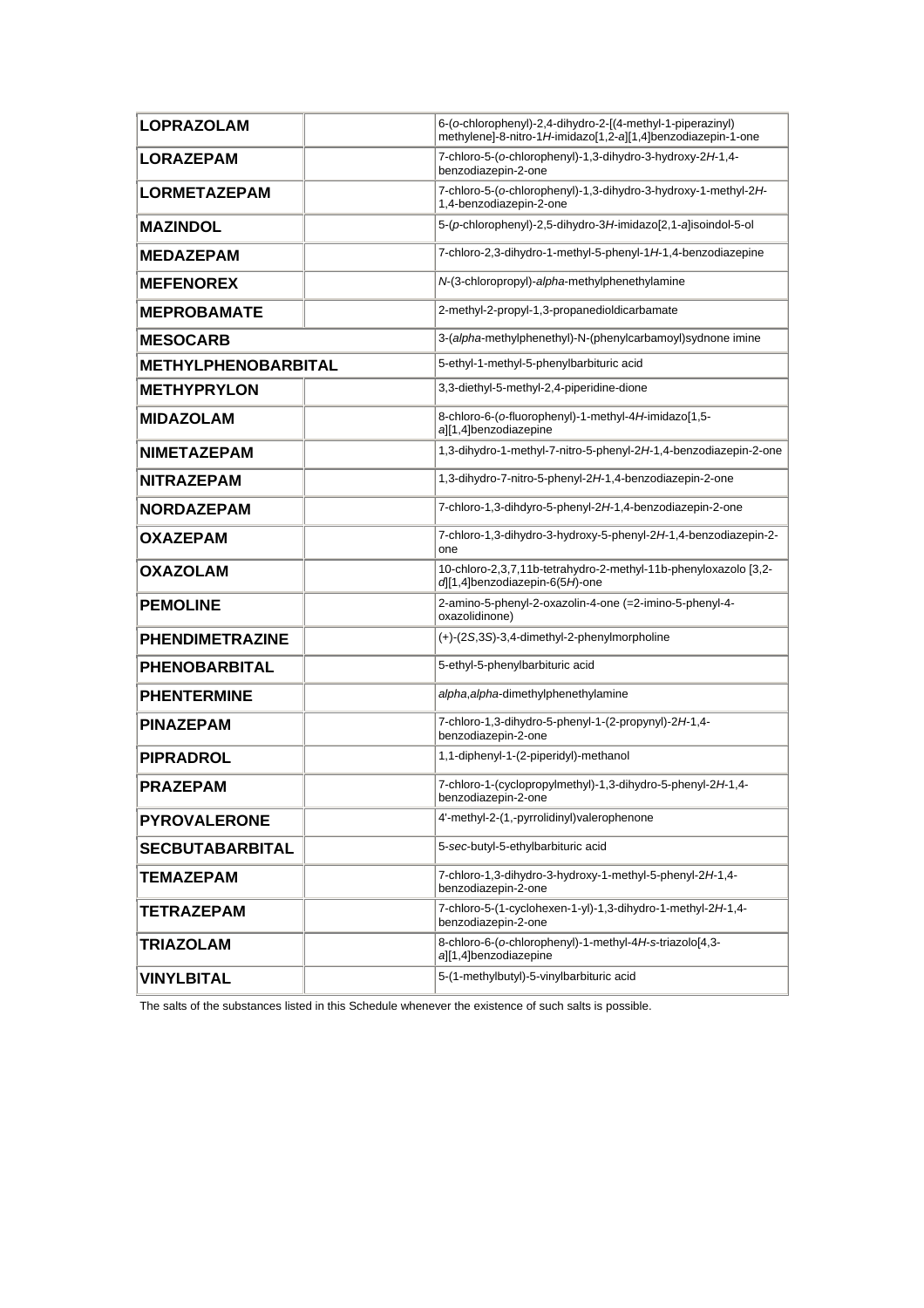| | | |
|---|---|---|
| **LOPRAZOLAM** | | 6-(*o*-chlorophenyl)-2,4-dihydro-2-[(4-methyl-1-piperazinyl) methylene]-8-nitro-1*H*-imidazo[1,2-*a*][1,4]benzodiazepin-1-one |
| **LORAZEPAM** | | 7-chloro-5-(*o*-chlorophenyl)-1,3-dihydro-3-hydroxy-2*H*-1,4-benzodiazepin-2-one |
| **LORMETAZEPAM** | | 7-chloro-5-(*o*-chlorophenyl)-1,3-dihydro-3-hydroxy-1-methyl-2*H*-1,4-benzodiazepin-2-one |
| **MAZINDOL** | | 5-(*p*-chlorophenyl)-2,5-dihydro-3*H*-imidazo[2,1-*a*]isoindol-5-ol |
| **MEDAZEPAM** | | 7-chloro-2,3-dihydro-1-methyl-5-phenyl-1*H*-1,4-benzodiazepine |
| **MEFENOREX** | | *N*-(3-chloropropyl)-*alpha*-methylphenethylamine |
| **MEPROBAMATE** | | 2-methyl-2-propyl-1,3-propanedioldicarbamate |
| **MESOCARB** | | 3-(*alpha*-methylphenethyl)-N-(phenylcarbamoyl)sydnone imine |
| **METHYLPHENOBARBITAL** | | 5-ethyl-1-methyl-5-phenylbarbituric acid |
| **METHYPRYLON** | | 3,3-diethyl-5-methyl-2,4-piperidine-dione |
| **MIDAZOLAM** | | 8-chloro-6-(*o*-fluorophenyl)-1-methyl-4*H*-imidazo[1,5-*a*][1,4]benzodiazepine |
| **NIMETAZEPAM** | | 1,3-dihydro-1-methyl-7-nitro-5-phenyl-2*H*-1,4-benzodiazepin-2-one |
| **NITRAZEPAM** | | 1,3-dihydro-7-nitro-5-phenyl-2*H*-1,4-benzodiazepin-2-one |
| **NORDAZEPAM** | | 7-chloro-1,3-dihdyro-5-phenyl-2*H*-1,4-benzodiazepin-2-one |
| **OXAZEPAM** | | 7-chloro-1,3-dihydro-3-hydroxy-5-phenyl-2*H*-1,4-benzodiazepin-2-one |
| **OXAZOLAM** | | 10-chloro-2,3,7,11b-tetrahydro-2-methyl-11b-phenyloxazolo [3,2-*d*][1,4]benzodiazepin-6(5*H*)-one |
| **PEMOLINE** | | 2-amino-5-phenyl-2-oxazolin-4-one (=2-imino-5-phenyl-4-oxazolidinone) |
| **PHENDIMETRAZINE** | | (+)-(2*S*,3*S*)-3,4-dimethyl-2-phenylmorpholine |
| **PHENOBARBITAL** | | 5-ethyl-5-phenylbarbituric acid |
| **PHENTERMINE** | | *alpha*,*alpha*-dimethylphenethylamine |
| **PINAZEPAM** | | 7-chloro-1,3-dihydro-5-phenyl-1-(2-propynyl)-2*H*-1,4-benzodiazepin-2-one |
| **PIPRADROL** | | 1,1-diphenyl-1-(2-piperidyl)-methanol |
| **PRAZEPAM** | | 7-chloro-1-(cyclopropylmethyl)-1,3-dihydro-5-phenyl-2*H*-1,4-benzodiazepin-2-one |
| **PYROVALERONE** | | 4'-methyl-2-(1,-pyrrolidinyl)valerophenone |
| **SECBUTABARBITAL** | | 5-*sec*-butyl-5-ethylbarbituric acid |
| **TEMAZEPAM** | | 7-chloro-1,3-dihydro-3-hydroxy-1-methyl-5-phenyl-2*H*-1,4-benzodiazepin-2-one |
| **TETRAZEPAM** | | 7-chloro-5-(1-cyclohexen-1-yl)-1,3-dihydro-1-methyl-2*H*-1,4-benzodiazepin-2-one |
| **TRIAZOLAM** | | 8-chloro-6-(*o*-chlorophenyl)-1-methyl-4*H*-*s*-triazolo[4,3-*a*][1,4]benzodiazepine |
| **VINYLBITAL** | | 5-(1-methylbutyl)-5-vinylbarbituric acid |

The salts of the substances listed in this Schedule whenever the existence of such salts is possible.